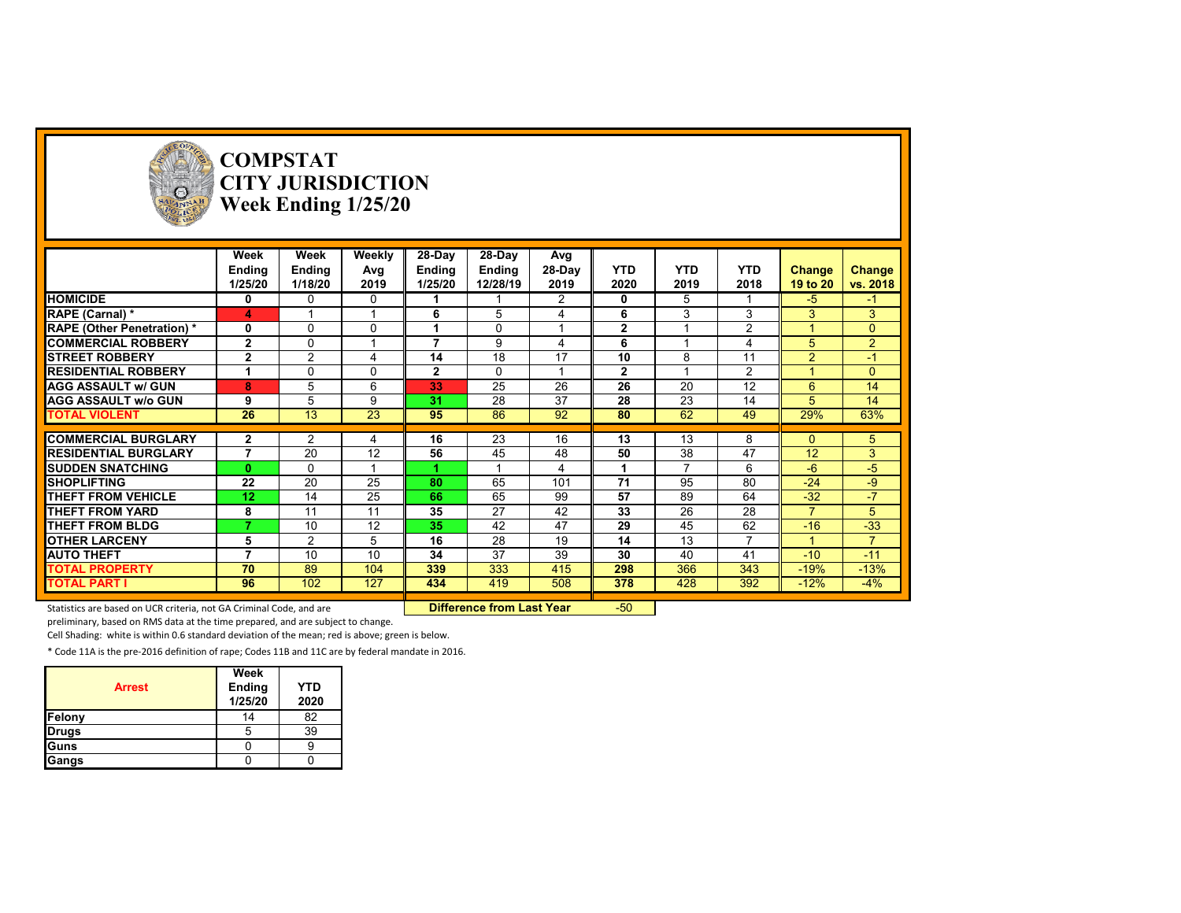# COMPSTAT
# CITY JURISDICTION
# Week Ending 1/25/20

| | Week Ending 1/25/20 | Week Ending 1/18/20 | Weekly Avg 2019 | 28-Day Ending 1/25/20 | 28-Day Ending 12/28/19 | Avg 28-Day 2019 | YTD 2020 | YTD 2019 | YTD 2018 | Change 19 to 20 | Change vs. 2018 |
|---|---|---|---|---|---|---|---|---|---|---|---|
| **HOMICIDE** | **0** | 0 | 0 | **1** | 1 | 2 | **0** | 5 | 1 | -5 | -1 |
| **RAPE (Carnal) *** | **4** | 1 | 1 | **6** | 5 | 4 | **6** | 3 | 3 | 3 | 3 |
| **RAPE (Other Penetration) *** | **0** | 0 | 0 | **1** | 0 | 1 | **2** | 1 | 2 | 1 | 0 |
| **COMMERCIAL ROBBERY** | **2** | 0 | 1 | **7** | 9 | 4 | **6** | 1 | 4 | 5 | 2 |
| **STREET ROBBERY** | **2** | 2 | 4 | **14** | 18 | 17 | **10** | 8 | 11 | 2 | -1 |
| **RESIDENTIAL ROBBERY** | **1** | 0 | 0 | **2** | 0 | 1 | **2** | 1 | 2 | 1 | 0 |
| **AGG ASSAULT w/ GUN** | **8** | 5 | 6 | **33** | 25 | 26 | **26** | 20 | 12 | 6 | 14 |
| **AGG ASSAULT w/o GUN** | **9** | 5 | 9 | **31** | 28 | 37 | **28** | 23 | 14 | 5 | 14 |
| **TOTAL VIOLENT** | **26** | 13 | 23 | **95** | 86 | 92 | **80** | 62 | 49 | 29% | 63% |
| **COMMERCIAL BURGLARY** | **2** | 2 | 4 | **16** | 23 | 16 | **13** | 13 | 8 | 0 | 5 |
| **RESIDENTIAL BURGLARY** | **7** | 20 | 12 | **56** | 45 | 48 | **50** | 38 | 47 | 12 | 3 |
| **SUDDEN SNATCHING** | **0** | 0 | 1 | **1** | 1 | 4 | **1** | 7 | 6 | -6 | -5 |
| **SHOPLIFTING** | **22** | 20 | 25 | **80** | 65 | 101 | **71** | 95 | 80 | -24 | -9 |
| **THEFT FROM VEHICLE** | **12** | 14 | 25 | **66** | 65 | 99 | **57** | 89 | 64 | -32 | -7 |
| **THEFT FROM YARD** | **8** | 11 | 11 | **35** | 27 | 42 | **33** | 26 | 28 | 7 | 5 |
| **THEFT FROM BLDG** | **7** | 10 | 12 | **35** | 42 | 47 | **29** | 45 | 62 | -16 | -33 |
| **OTHER LARCENY** | **5** | 2 | 5 | **16** | 28 | 19 | **14** | 13 | 7 | 1 | 7 |
| **AUTO THEFT** | **7** | 10 | 10 | **34** | 37 | 39 | **30** | 40 | 41 | -10 | -11 |
| **TOTAL PROPERTY** | **70** | 89 | 104 | **339** | 333 | 415 | **298** | 366 | 343 | -19% | -13% |
| **TOTAL PART I** | **96** | 102 | 127 | **434** | 419 | 508 | **378** | 428 | 392 | -12% | -4% |

**Difference from Last Year**: -50

Statistics are based on UCR criteria, not GA Criminal Code, and are preliminary, based on RMS data at the time prepared, and are subject to change.

Cell Shading: white is within 0.6 standard deviation of the mean; red is above; green is below.

* Code 11A is the pre-2016 definition of rape; Codes 11B and 11C are by federal mandate in 2016.

| Arrest | Week Ending 1/25/20 | YTD 2020 |
|---|---|---|
| **Felony** | 14 | 82 |
| **Drugs** | 5 | 39 |
| **Guns** | 0 | 9 |
| **Gangs** | 0 | 0 |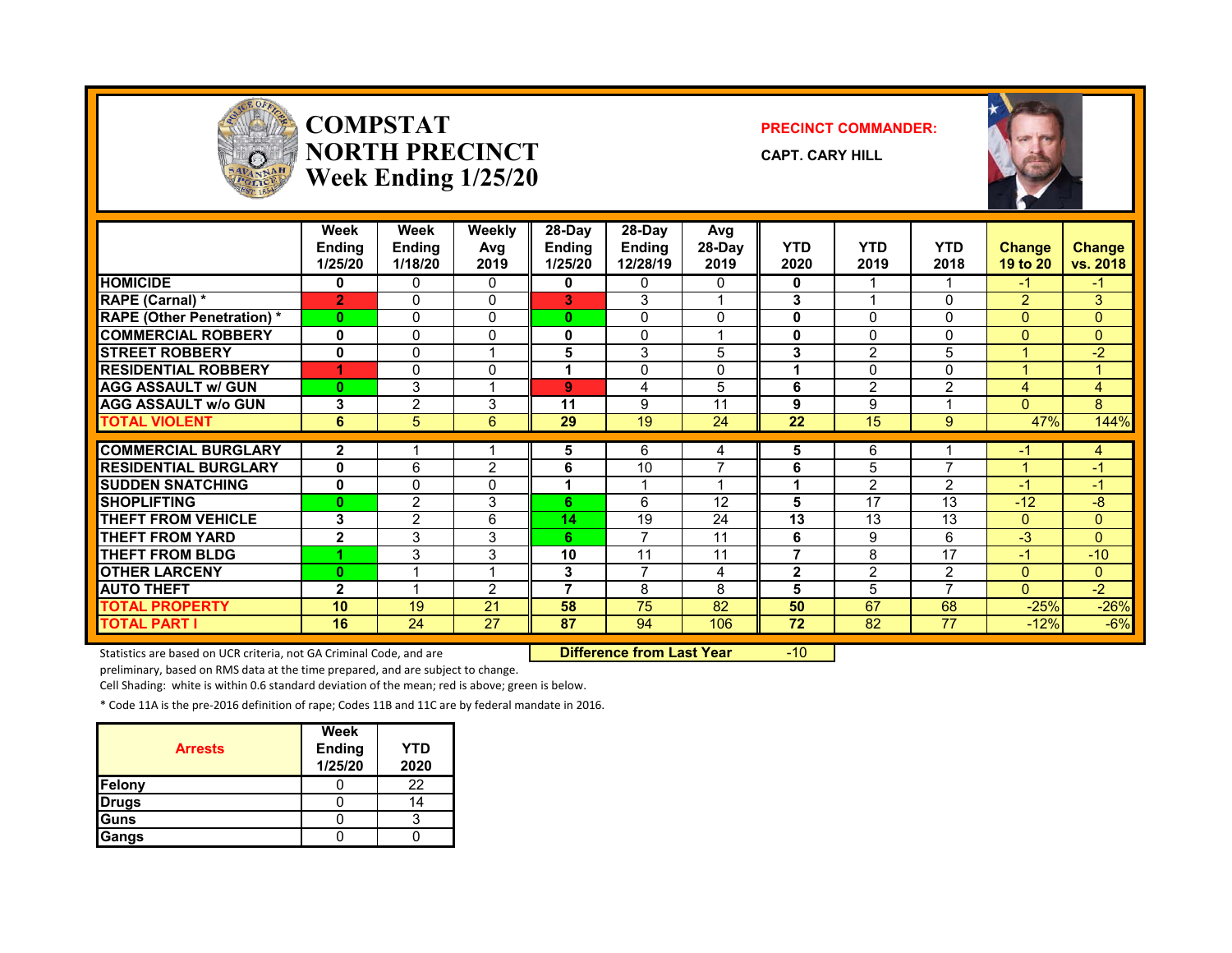# COMPSTAT NORTH PRECINCT Week Ending 1/25/20

**PRECINCT COMMANDER:**

**CAPT. CARY HILL**

| | Week Ending 1/25/20 | Week Ending 1/18/20 | Weekly Avg 2019 | 28-Day Ending 1/25/20 | 28-Day Ending 12/28/19 | Avg 28-Day 2019 | YTD 2020 | YTD 2019 | YTD 2018 | Change 19 to 20 | Change vs. 2018 |
|---|---|---|---|---|---|---|---|---|---|---|---|
| HOMICIDE | 0 | 0 | 0 | 0 | 0 | 0 | 0 | 1 | 1 | -1 | -1 |
| RAPE (Carnal) * | 2 | 0 | 0 | 3 | 3 | 1 | 3 | 1 | 0 | 2 | 3 |
| RAPE (Other Penetration) * | 0 | 0 | 0 | 0 | 0 | 0 | 0 | 0 | 0 | 0 | 0 |
| COMMERCIAL ROBBERY | 0 | 0 | 0 | 0 | 0 | 1 | 0 | 0 | 0 | 0 | 0 |
| STREET ROBBERY | 0 | 0 | 1 | 5 | 3 | 5 | 3 | 2 | 5 | 1 | -2 |
| RESIDENTIAL ROBBERY | 1 | 0 | 0 | 1 | 0 | 0 | 1 | 0 | 0 | 1 | 1 |
| AGG ASSAULT w/ GUN | 0 | 3 | 1 | 9 | 4 | 5 | 6 | 2 | 2 | 4 | 4 |
| AGG ASSAULT w/o GUN | 3 | 2 | 3 | 11 | 9 | 11 | 9 | 9 | 1 | 0 | 8 |
| TOTAL VIOLENT | 6 | 5 | 6 | 29 | 19 | 24 | 22 | 15 | 9 | 47% | 144% |
| COMMERCIAL BURGLARY | 2 | 1 | 1 | 5 | 6 | 4 | 5 | 6 | 1 | -1 | 4 |
| RESIDENTIAL BURGLARY | 0 | 6 | 2 | 6 | 10 | 7 | 6 | 5 | 7 | 1 | -1 |
| SUDDEN SNATCHING | 0 | 0 | 0 | 1 | 1 | 1 | 1 | 2 | 2 | -1 | -1 |
| SHOPLIFTING | 0 | 2 | 3 | 6 | 6 | 12 | 5 | 17 | 13 | -12 | -8 |
| THEFT FROM VEHICLE | 3 | 2 | 6 | 14 | 19 | 24 | 13 | 13 | 13 | 0 | 0 |
| THEFT FROM YARD | 2 | 3 | 3 | 6 | 7 | 11 | 6 | 9 | 6 | -3 | 0 |
| THEFT FROM BLDG | 1 | 3 | 3 | 10 | 11 | 11 | 7 | 8 | 17 | -1 | -10 |
| OTHER LARCENY | 0 | 1 | 1 | 3 | 7 | 4 | 2 | 2 | 2 | 0 | 0 |
| AUTO THEFT | 2 | 1 | 2 | 7 | 8 | 8 | 5 | 5 | 7 | 0 | -2 |
| TOTAL PROPERTY | 10 | 19 | 21 | 58 | 75 | 82 | 50 | 67 | 68 | -25% | -26% |
| TOTAL PART I | 16 | 24 | 27 | 87 | 94 | 106 | 72 | 82 | 77 | -12% | -6% |

**Difference from Last Year** -10

Statistics are based on UCR criteria, not GA Criminal Code, and are preliminary, based on RMS data at the time prepared, and are subject to change.

Cell Shading: white is within 0.6 standard deviation of the mean; red is above; green is below.

* Code 11A is the pre-2016 definition of rape; Codes 11B and 11C are by federal mandate in 2016.

| Arrests | Week Ending 1/25/20 | YTD 2020 |
|---|---|---|
| Felony | 0 | 22 |
| Drugs | 0 | 14 |
| Guns | 0 | 3 |
| Gangs | 0 | 0 |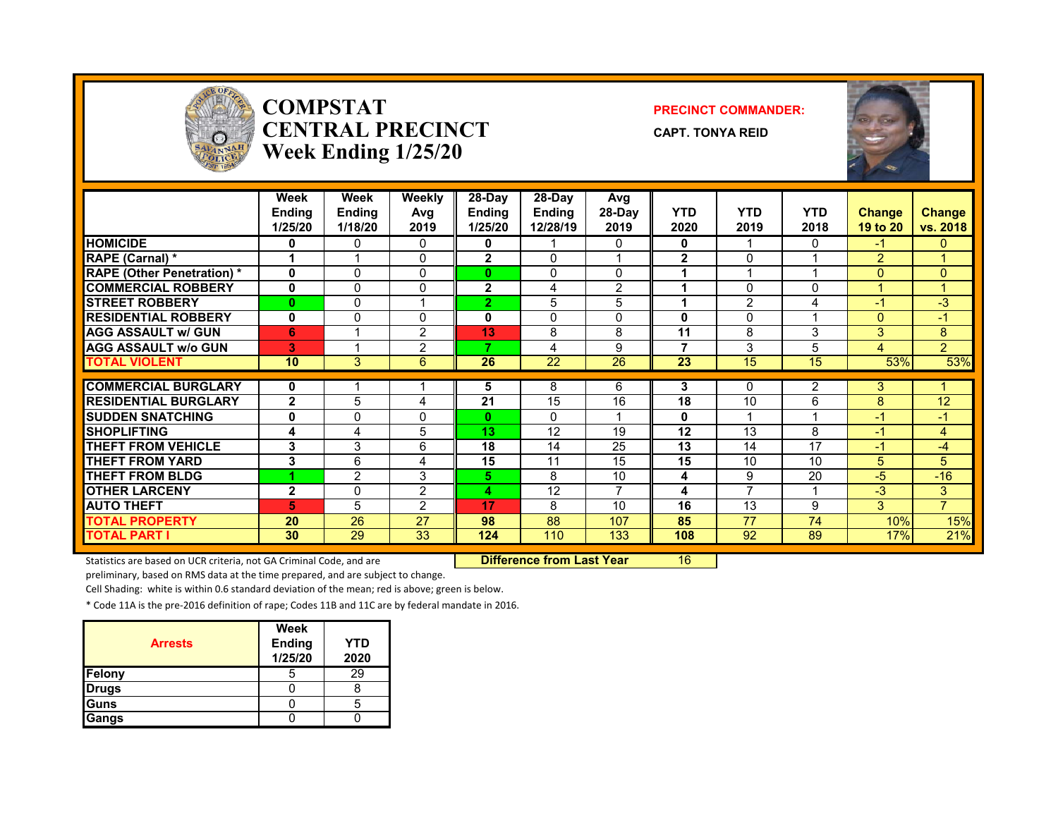# COMPSTAT CENTRAL PRECINCT Week Ending 1/25/20

**PRECINCT COMMANDER:** CAPT. TONYA REID

| | Week Ending 1/25/20 | Week Ending 1/18/20 | Weekly Avg 2019 | 28-Day Ending 1/25/20 | 28-Day Ending 12/28/19 | Avg 28-Day 2019 | YTD 2020 | YTD 2019 | YTD 2018 | Change 19 to 20 | Change vs. 2018 |
|---|---|---|---|---|---|---|---|---|---|---|---|
| HOMICIDE | 0 | 0 | 0 | 0 | 1 | 0 | 0 | 1 | 0 | -1 | 0 |
| RAPE (Carnal) * | 1 | 1 | 0 | 2 | 0 | 1 | 2 | 0 | 1 | 2 | 1 |
| RAPE (Other Penetration) * | 0 | 0 | 0 | 0 | 0 | 0 | 1 | 1 | 1 | 0 | 0 |
| COMMERCIAL ROBBERY | 0 | 0 | 0 | 2 | 4 | 2 | 1 | 0 | 0 | 1 | 1 |
| STREET ROBBERY | 0 | 0 | 1 | 2 | 5 | 5 | 1 | 2 | 4 | -1 | -3 |
| RESIDENTIAL ROBBERY | 0 | 0 | 0 | 0 | 0 | 0 | 0 | 0 | 1 | 0 | -1 |
| AGG ASSAULT w/ GUN | 6 | 1 | 2 | 13 | 8 | 8 | 11 | 8 | 3 | 3 | 8 |
| AGG ASSAULT w/o GUN | 3 | 1 | 2 | 7 | 4 | 9 | 7 | 3 | 5 | 4 | 2 |
| TOTAL VIOLENT | 10 | 3 | 6 | 26 | 22 | 26 | 23 | 15 | 15 | 53% | 53% |
| COMMERCIAL BURGLARY | 0 | 1 | 1 | 5 | 8 | 6 | 3 | 0 | 2 | 3 | 1 |
| RESIDENTIAL BURGLARY | 2 | 5 | 4 | 21 | 15 | 16 | 18 | 10 | 6 | 8 | 12 |
| SUDDEN SNATCHING | 0 | 0 | 0 | 0 | 0 | 1 | 0 | 1 | 1 | -1 | -1 |
| SHOPLIFTING | 4 | 4 | 5 | 13 | 12 | 19 | 12 | 13 | 8 | -1 | 4 |
| THEFT FROM VEHICLE | 3 | 3 | 6 | 18 | 14 | 25 | 13 | 14 | 17 | -1 | -4 |
| THEFT FROM YARD | 3 | 6 | 4 | 15 | 11 | 15 | 15 | 10 | 10 | 5 | 5 |
| THEFT FROM BLDG | 1 | 2 | 3 | 5 | 8 | 10 | 4 | 9 | 20 | -5 | -16 |
| OTHER LARCENY | 2 | 0 | 2 | 4 | 12 | 7 | 4 | 7 | 1 | -3 | 3 |
| AUTO THEFT | 5 | 5 | 2 | 17 | 8 | 10 | 16 | 13 | 9 | 3 | 7 |
| TOTAL PROPERTY | 20 | 26 | 27 | 98 | 88 | 107 | 85 | 77 | 74 | 10% | 15% |
| TOTAL PART I | 30 | 29 | 33 | 124 | 110 | 133 | 108 | 92 | 89 | 17% | 21% |

**Difference from Last Year:** 16

Statistics are based on UCR criteria, not GA Criminal Code, and are preliminary, based on RMS data at the time prepared, and are subject to change.

Cell Shading: white is within 0.6 standard deviation of the mean; red is above; green is below.

* Code 11A is the pre-2016 definition of rape; Codes 11B and 11C are by federal mandate in 2016.

| Arrests | Week Ending 1/25/20 | YTD 2020 |
|---|---|---|
| Felony | 5 | 29 |
| Drugs | 0 | 8 |
| Guns | 0 | 5 |
| Gangs | 0 | 0 |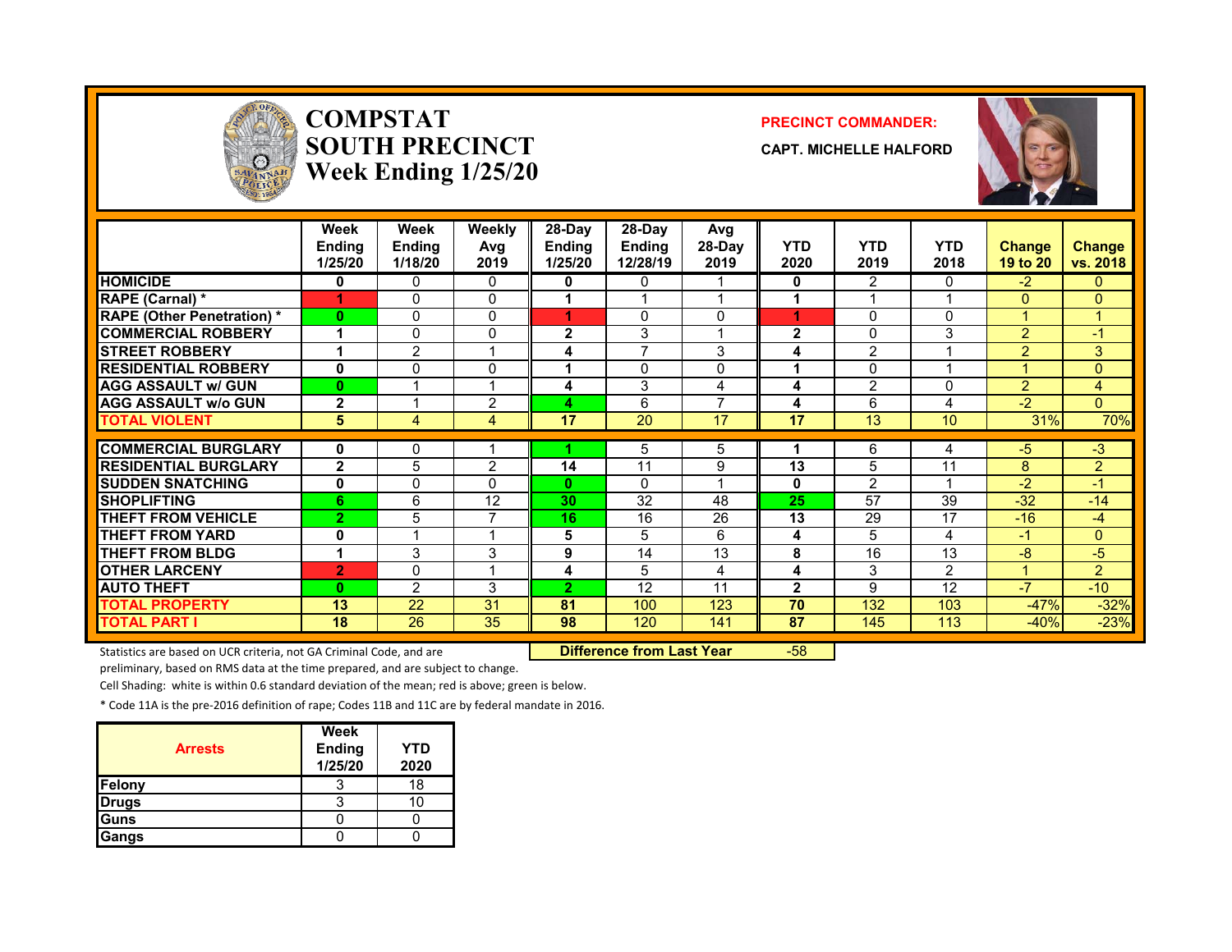# COMPSTAT
# SOUTH PRECINCT
# Week Ending 1/25/20

**PRECINCT COMMANDER:**

**CAPT. MICHELLE HALFORD**

| | Week Ending 1/25/20 | Week Ending 1/18/20 | Weekly Avg 2019 | 28-Day Ending 1/25/20 | 28-Day Ending 12/28/19 | Avg 28-Day 2019 | YTD 2020 | YTD 2019 | YTD 2018 | Change 19 to 20 | Change vs. 2018 |
|---|---|---|---|---|---|---|---|---|---|---|---|
| HOMICIDE | 0 | 0 | 0 | 0 | 0 | 1 | 0 | 2 | 0 | -2 | 0 |
| RAPE (Carnal) * | 1 | 0 | 0 | 1 | 1 | 1 | 1 | 1 | 1 | 0 | 0 |
| RAPE (Other Penetration) * | 0 | 0 | 0 | 1 | 0 | 0 | 1 | 0 | 0 | 1 | 1 |
| COMMERCIAL ROBBERY | 1 | 0 | 0 | 2 | 3 | 1 | 2 | 0 | 3 | 2 | -1 |
| STREET ROBBERY | 1 | 2 | 1 | 4 | 7 | 3 | 4 | 2 | 1 | 2 | 3 |
| RESIDENTIAL ROBBERY | 0 | 0 | 0 | 1 | 0 | 0 | 1 | 0 | 1 | 1 | 0 |
| AGG ASSAULT w/ GUN | 0 | 1 | 1 | 4 | 3 | 4 | 4 | 2 | 0 | 2 | 4 |
| AGG ASSAULT w/o GUN | 2 | 1 | 2 | 4 | 6 | 7 | 4 | 6 | 4 | -2 | 0 |
| TOTAL VIOLENT | 5 | 4 | 4 | 17 | 20 | 17 | 17 | 13 | 10 | 31% | 70% |
| COMMERCIAL BURGLARY | 0 | 0 | 1 | 1 | 5 | 5 | 1 | 6 | 4 | -5 | -3 |
| RESIDENTIAL BURGLARY | 2 | 5 | 2 | 14 | 11 | 9 | 13 | 5 | 11 | 8 | 2 |
| SUDDEN SNATCHING | 0 | 0 | 0 | 0 | 0 | 1 | 0 | 2 | 1 | -2 | -1 |
| SHOPLIFTING | 6 | 6 | 12 | 30 | 32 | 48 | 25 | 57 | 39 | -32 | -14 |
| THEFT FROM VEHICLE | 2 | 5 | 7 | 16 | 16 | 26 | 13 | 29 | 17 | -16 | -4 |
| THEFT FROM YARD | 0 | 1 | 1 | 5 | 5 | 6 | 4 | 5 | 4 | -1 | 0 |
| THEFT FROM BLDG | 1 | 3 | 3 | 9 | 14 | 13 | 8 | 16 | 13 | -8 | -5 |
| OTHER LARCENY | 2 | 0 | 1 | 4 | 5 | 4 | 4 | 3 | 2 | 1 | 2 |
| AUTO THEFT | 0 | 2 | 3 | 2 | 12 | 11 | 2 | 9 | 12 | -7 | -10 |
| TOTAL PROPERTY | 13 | 22 | 31 | 81 | 100 | 123 | 70 | 132 | 103 | -47% | -32% |
| TOTAL PART I | 18 | 26 | 35 | 98 | 120 | 141 | 87 | 145 | 113 | -40% | -23% |

**Difference from Last Year**: -58

Statistics are based on UCR criteria, not GA Criminal Code, and are preliminary, based on RMS data at the time prepared, and are subject to change.

Cell Shading: white is within 0.6 standard deviation of the mean; red is above; green is below.

* Code 11A is the pre-2016 definition of rape; Codes 11B and 11C are by federal mandate in 2016.

| Arrests | Week Ending 1/25/20 | YTD 2020 |
|---|---|---|
| Felony | 3 | 18 |
| Drugs | 3 | 10 |
| Guns | 0 | 0 |
| Gangs | 0 | 0 |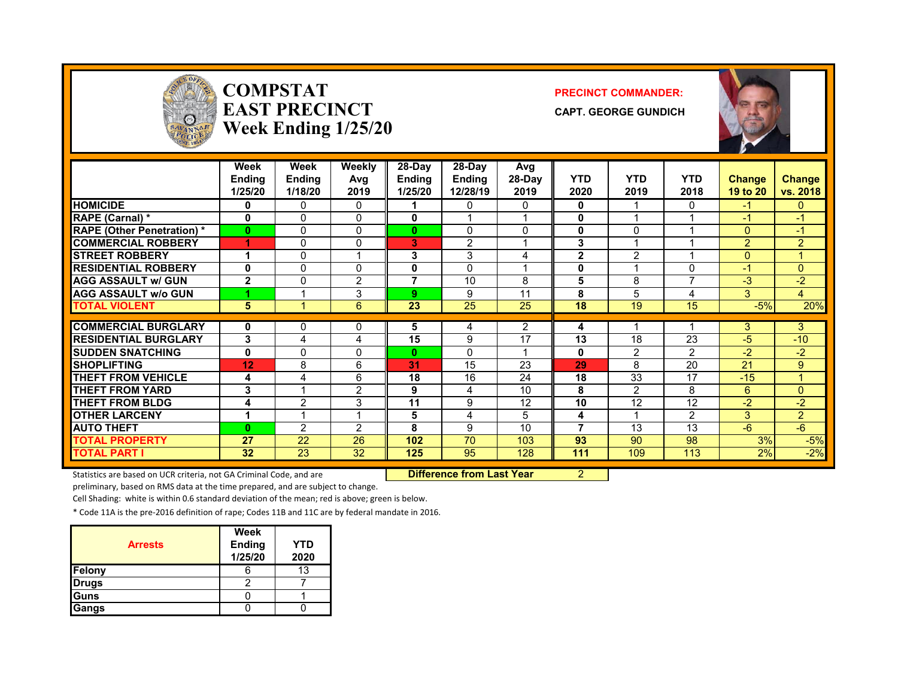# COMPSTAT EAST PRECINCT Week Ending 1/25/20

**PRECINCT COMMANDER:**

**CAPT. GEORGE GUNDICH**

| | Week Ending 1/25/20 | Week Ending 1/18/20 | Weekly Avg 2019 | 28-Day Ending 1/25/20 | 28-Day Ending 12/28/19 | Avg 28-Day 2019 | YTD 2020 | YTD 2019 | YTD 2018 | Change 19 to 20 | Change vs. 2018 |
|---|---|---|---|---|---|---|---|---|---|---|---|
| HOMICIDE | 0 | 0 | 0 | 1 | 0 | 0 | 0 | 1 | 0 | -1 | 0 |
| RAPE (Carnal) * | 0 | 0 | 0 | 0 | 1 | 1 | 0 | 1 | 1 | -1 | -1 |
| RAPE (Other Penetration) * | 0 | 0 | 0 | 0 | 0 | 0 | 0 | 0 | 1 | 0 | -1 |
| COMMERCIAL ROBBERY | 1 | 0 | 0 | 3 | 2 | 1 | 3 | 1 | 1 | 2 | 2 |
| STREET ROBBERY | 1 | 0 | 1 | 3 | 3 | 4 | 2 | 2 | 1 | 0 | 1 |
| RESIDENTIAL ROBBERY | 0 | 0 | 0 | 0 | 0 | 1 | 0 | 1 | 0 | -1 | 0 |
| AGG ASSAULT w/ GUN | 2 | 0 | 2 | 7 | 10 | 8 | 5 | 8 | 7 | -3 | -2 |
| AGG ASSAULT w/o GUN | 1 | 1 | 3 | 9 | 9 | 11 | 8 | 5 | 4 | 3 | 4 |
| TOTAL VIOLENT | 5 | 1 | 6 | 23 | 25 | 25 | 18 | 19 | 15 | -5% | 20% |
| COMMERCIAL BURGLARY | 0 | 0 | 0 | 5 | 4 | 2 | 4 | 1 | 1 | 3 | 3 |
| RESIDENTIAL BURGLARY | 3 | 4 | 4 | 15 | 9 | 17 | 13 | 18 | 23 | -5 | -10 |
| SUDDEN SNATCHING | 0 | 0 | 0 | 0 | 0 | 1 | 0 | 2 | 2 | -2 | -2 |
| SHOPLIFTING | 12 | 8 | 6 | 31 | 15 | 23 | 29 | 8 | 20 | 21 | 9 |
| THEFT FROM VEHICLE | 4 | 4 | 6 | 18 | 16 | 24 | 18 | 33 | 17 | -15 | 1 |
| THEFT FROM YARD | 3 | 1 | 2 | 9 | 4 | 10 | 8 | 2 | 8 | 6 | 0 |
| THEFT FROM BLDG | 4 | 2 | 3 | 11 | 9 | 12 | 10 | 12 | 12 | -2 | -2 |
| OTHER LARCENY | 1 | 1 | 1 | 5 | 4 | 5 | 4 | 1 | 2 | 3 | 2 |
| AUTO THEFT | 0 | 2 | 2 | 8 | 9 | 10 | 7 | 13 | 13 | -6 | -6 |
| TOTAL PROPERTY | 27 | 22 | 26 | 102 | 70 | 103 | 93 | 90 | 98 | 3% | -5% |
| TOTAL PART I | 32 | 23 | 32 | 125 | 95 | 128 | 111 | 109 | 113 | 2% | -2% |

**Difference from Last Year** 2

Statistics are based on UCR criteria, not GA Criminal Code, and are preliminary, based on RMS data at the time prepared, and are subject to change.

Cell Shading: white is within 0.6 standard deviation of the mean; red is above; green is below.

\* Code 11A is the pre-2016 definition of rape; Codes 11B and 11C are by federal mandate in 2016.

| Arrests | Week Ending 1/25/20 | YTD 2020 |
|---|---|---|
| Felony | 6 | 13 |
| Drugs | 2 | 7 |
| Guns | 0 | 1 |
| Gangs | 0 | 0 |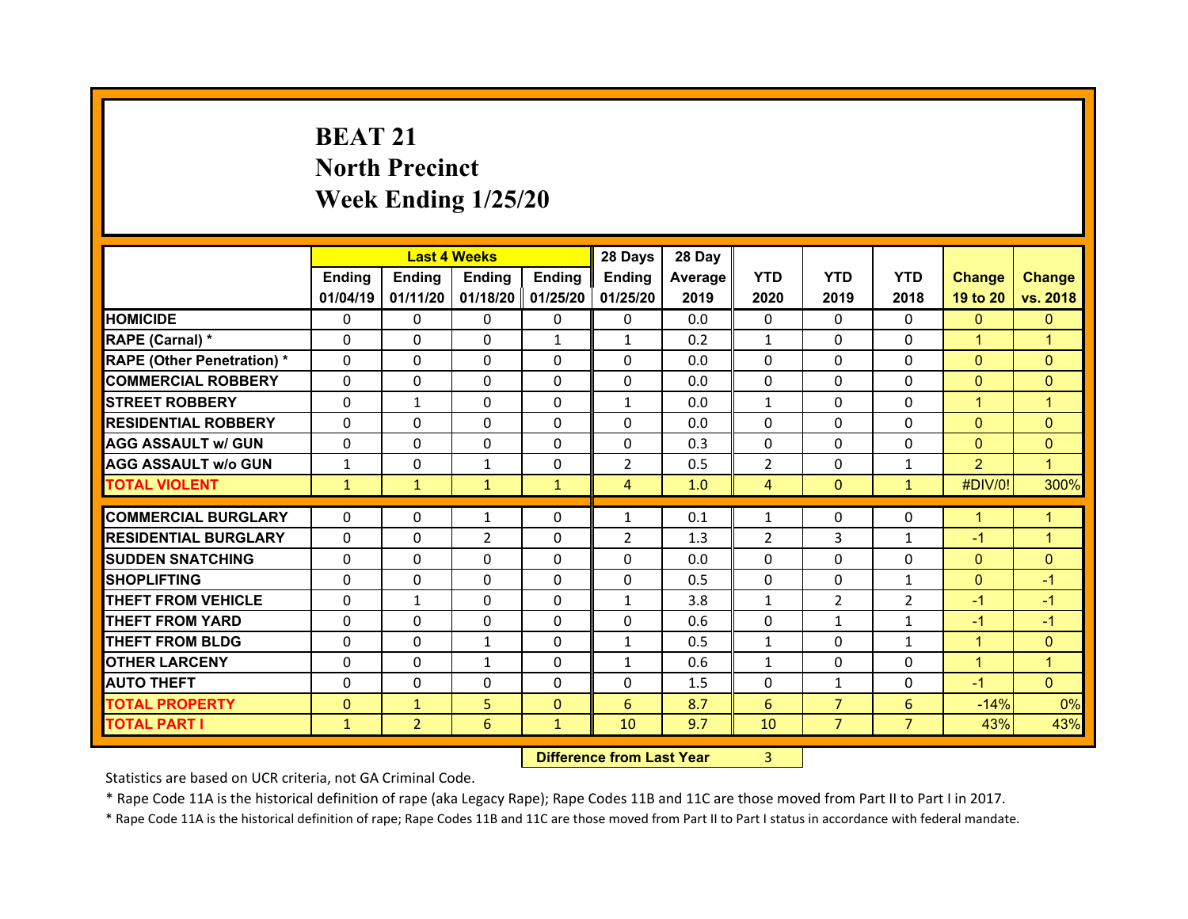# BEAT 21
## North Precinct
## Week Ending 1/25/20

| | Last 4 Weeks | | | | 28 Days | 28 Day | | | | | |
|---|---|---|---|---|---|---|---|---|---|---|---|
| | Ending 01/04/19 | Ending 01/11/20 | Ending 01/18/20 | Ending 01/25/20 | Ending 01/25/20 | Average 2019 | YTD 2020 | YTD 2019 | YTD 2018 | Change 19 to 20 | Change vs. 2018 |
| HOMICIDE | 0 | 0 | 0 | 0 | 0 | 0.0 | 0 | 0 | 0 | 0 | 0 |
| RAPE (Carnal) * | 0 | 0 | 0 | 1 | 1 | 0.2 | 1 | 0 | 0 | 1 | 1 |
| RAPE (Other Penetration) * | 0 | 0 | 0 | 0 | 0 | 0.0 | 0 | 0 | 0 | 0 | 0 |
| COMMERCIAL ROBBERY | 0 | 0 | 0 | 0 | 0 | 0.0 | 0 | 0 | 0 | 0 | 0 |
| STREET ROBBERY | 0 | 1 | 0 | 0 | 1 | 0.0 | 1 | 0 | 0 | 1 | 1 |
| RESIDENTIAL ROBBERY | 0 | 0 | 0 | 0 | 0 | 0.0 | 0 | 0 | 0 | 0 | 0 |
| AGG ASSAULT w/ GUN | 0 | 0 | 0 | 0 | 0 | 0.3 | 0 | 0 | 0 | 0 | 0 |
| AGG ASSAULT w/o GUN | 1 | 0 | 1 | 0 | 2 | 0.5 | 2 | 0 | 1 | 2 | 1 |
| TOTAL VIOLENT | 1 | 1 | 1 | 1 | 4 | 1.0 | 4 | 0 | 1 | #DIV/0! | 300% |
| COMMERCIAL BURGLARY | 0 | 0 | 1 | 0 | 1 | 0.1 | 1 | 0 | 0 | 1 | 1 |
| RESIDENTIAL BURGLARY | 0 | 0 | 2 | 0 | 2 | 1.3 | 2 | 3 | 1 | -1 | 1 |
| SUDDEN SNATCHING | 0 | 0 | 0 | 0 | 0 | 0.0 | 0 | 0 | 0 | 0 | 0 |
| SHOPLIFTING | 0 | 0 | 0 | 0 | 0 | 0.5 | 0 | 0 | 1 | 0 | -1 |
| THEFT FROM VEHICLE | 0 | 1 | 0 | 0 | 1 | 3.8 | 1 | 2 | 2 | -1 | -1 |
| THEFT FROM YARD | 0 | 0 | 0 | 0 | 0 | 0.6 | 0 | 1 | 1 | -1 | -1 |
| THEFT FROM BLDG | 0 | 0 | 1 | 0 | 1 | 0.5 | 1 | 0 | 1 | 1 | 0 |
| OTHER LARCENY | 0 | 0 | 1 | 0 | 1 | 0.6 | 1 | 0 | 0 | 1 | 1 |
| AUTO THEFT | 0 | 0 | 0 | 0 | 0 | 1.5 | 0 | 1 | 0 | -1 | 0 |
| TOTAL PROPERTY | 0 | 1 | 5 | 0 | 6 | 8.7 | 6 | 7 | 6 | -14% | 0% |
| TOTAL PART I | 1 | 2 | 6 | 1 | 10 | 9.7 | 10 | 7 | 7 | 43% | 43% |

**Difference from Last Year** 3

Statistics are based on UCR criteria, not GA Criminal Code.

* Rape Code 11A is the historical definition of rape (aka Legacy Rape); Rape Codes 11B and 11C are those moved from Part II to Part I in 2017.

* Rape Code 11A is the historical definition of rape; Rape Codes 11B and 11C are those moved from Part II to Part I status in accordance with federal mandate.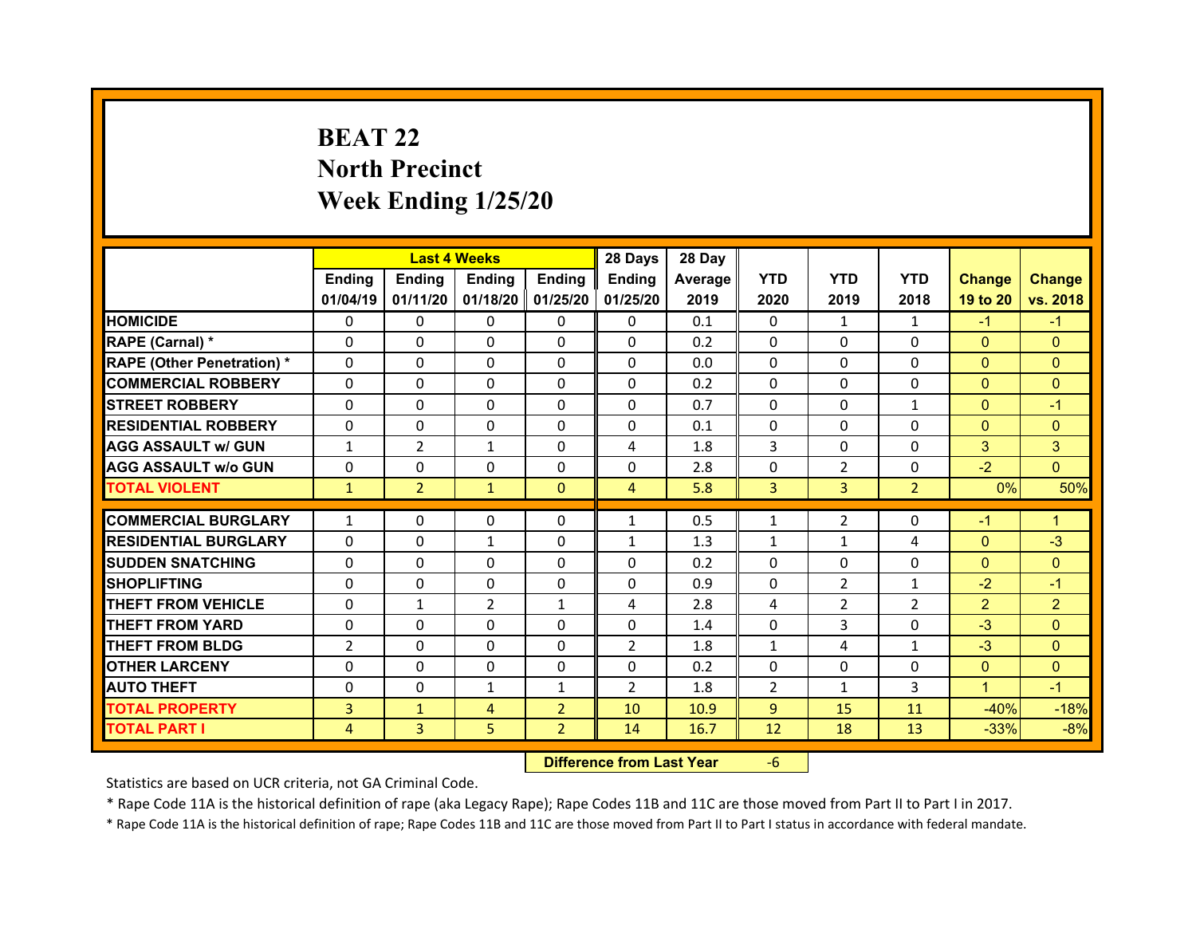# BEAT 22
# North Precinct
# Week Ending 1/25/20

| | Last 4 Weeks | | | | 28 Days | 28 Day | | | | | |
|---|---|---|---|---|---|---|---|---|---|---|---|
| | Ending 01/04/19 | Ending 01/11/20 | Ending 01/18/20 | Ending 01/25/20 | Ending 01/25/20 | Average 2019 | YTD 2020 | YTD 2019 | YTD 2018 | Change 19 to 20 | Change vs. 2018 |
| HOMICIDE | 0 | 0 | 0 | 0 | 0 | 0.1 | 0 | 1 | 1 | -1 | -1 |
| RAPE (Carnal) * | 0 | 0 | 0 | 0 | 0 | 0.2 | 0 | 0 | 0 | 0 | 0 |
| RAPE (Other Penetration) * | 0 | 0 | 0 | 0 | 0 | 0.0 | 0 | 0 | 0 | 0 | 0 |
| COMMERCIAL ROBBERY | 0 | 0 | 0 | 0 | 0 | 0.2 | 0 | 0 | 0 | 0 | 0 |
| STREET ROBBERY | 0 | 0 | 0 | 0 | 0 | 0.7 | 0 | 0 | 1 | 0 | -1 |
| RESIDENTIAL ROBBERY | 0 | 0 | 0 | 0 | 0 | 0.1 | 0 | 0 | 0 | 0 | 0 |
| AGG ASSAULT w/ GUN | 1 | 2 | 1 | 0 | 4 | 1.8 | 3 | 0 | 0 | 3 | 3 |
| AGG ASSAULT w/o GUN | 0 | 0 | 0 | 0 | 0 | 2.8 | 0 | 2 | 0 | -2 | 0 |
| TOTAL VIOLENT | 1 | 2 | 1 | 0 | 4 | 5.8 | 3 | 3 | 2 | 0% | 50% |
| COMMERCIAL BURGLARY | 1 | 0 | 0 | 0 | 1 | 0.5 | 1 | 2 | 0 | -1 | 1 |
| RESIDENTIAL BURGLARY | 0 | 0 | 1 | 0 | 1 | 1.3 | 1 | 1 | 4 | 0 | -3 |
| SUDDEN SNATCHING | 0 | 0 | 0 | 0 | 0 | 0.2 | 0 | 0 | 0 | 0 | 0 |
| SHOPLIFTING | 0 | 0 | 0 | 0 | 0 | 0.9 | 0 | 2 | 1 | -2 | -1 |
| THEFT FROM VEHICLE | 0 | 1 | 2 | 1 | 4 | 2.8 | 4 | 2 | 2 | 2 | 2 |
| THEFT FROM YARD | 0 | 0 | 0 | 0 | 0 | 1.4 | 0 | 3 | 0 | -3 | 0 |
| THEFT FROM BLDG | 2 | 0 | 0 | 0 | 2 | 1.8 | 1 | 4 | 1 | -3 | 0 |
| OTHER LARCENY | 0 | 0 | 0 | 0 | 0 | 0.2 | 0 | 0 | 0 | 0 | 0 |
| AUTO THEFT | 0 | 0 | 1 | 1 | 2 | 1.8 | 2 | 1 | 3 | 1 | -1 |
| TOTAL PROPERTY | 3 | 1 | 4 | 2 | 10 | 10.9 | 9 | 15 | 11 | -40% | -18% |
| TOTAL PART I | 4 | 3 | 5 | 2 | 14 | 16.7 | 12 | 18 | 13 | -33% | -8% |

**Difference from Last Year** -6

Statistics are based on UCR criteria, not GA Criminal Code.

* Rape Code 11A is the historical definition of rape (aka Legacy Rape); Rape Codes 11B and 11C are those moved from Part II to Part I in 2017.

* Rape Code 11A is the historical definition of rape; Rape Codes 11B and 11C are those moved from Part II to Part I status in accordance with federal mandate.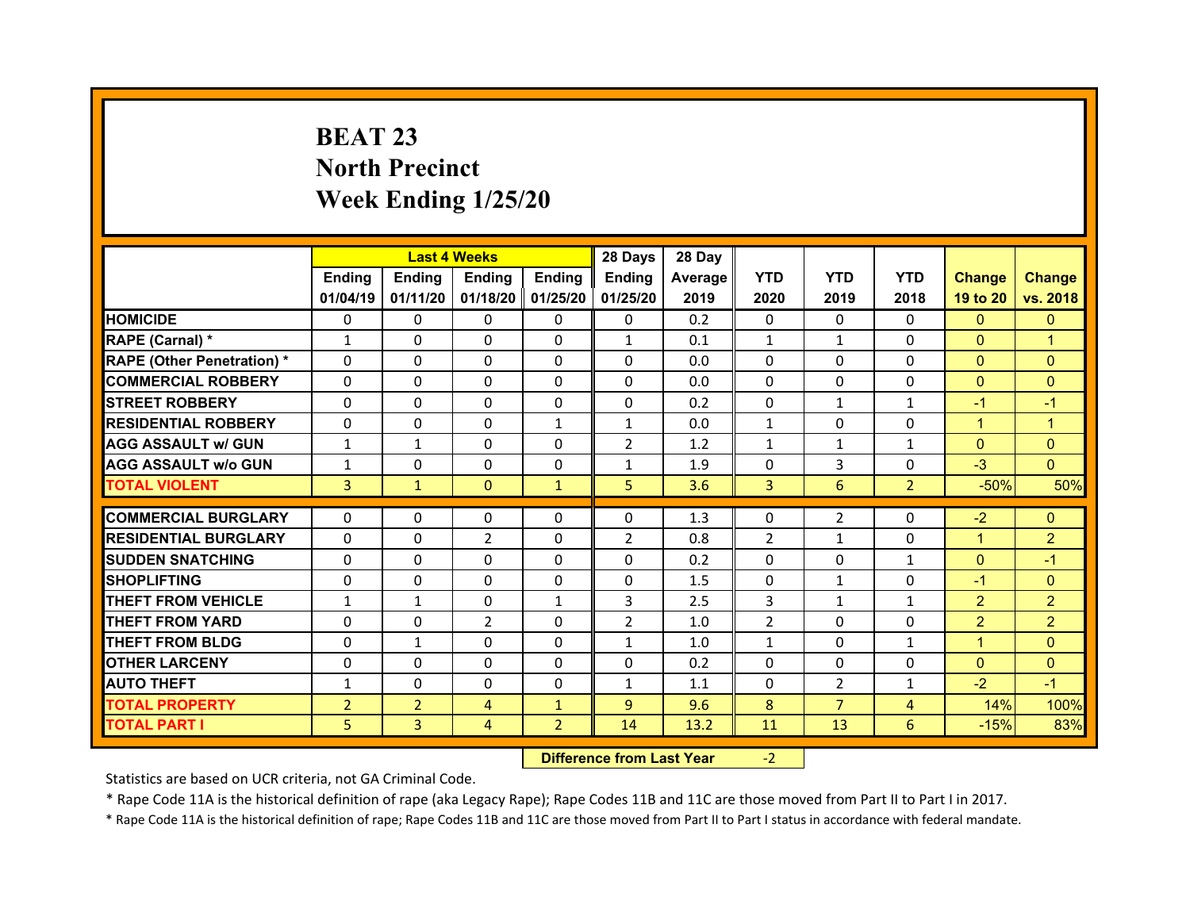# BEAT 23
## North Precinct
## Week Ending 1/25/20

| | Last 4 Weeks | | | | 28 Days | 28 Day | | | | | |
|---|---|---|---|---|---|---|---|---|---|---|---|
| | Ending 01/04/19 | Ending 01/11/20 | Ending 01/18/20 | Ending 01/25/20 | Ending 01/25/20 | Average 2019 | YTD 2020 | YTD 2019 | YTD 2018 | Change 19 to 20 | Change vs. 2018 |
| HOMICIDE | 0 | 0 | 0 | 0 | 0 | 0.2 | 0 | 0 | 0 | 0 | 0 |
| RAPE (Carnal) * | 1 | 0 | 0 | 0 | 1 | 0.1 | 1 | 1 | 0 | 0 | 1 |
| RAPE (Other Penetration) * | 0 | 0 | 0 | 0 | 0 | 0.0 | 0 | 0 | 0 | 0 | 0 |
| COMMERCIAL ROBBERY | 0 | 0 | 0 | 0 | 0 | 0.0 | 0 | 0 | 0 | 0 | 0 |
| STREET ROBBERY | 0 | 0 | 0 | 0 | 0 | 0.2 | 0 | 1 | 1 | -1 | -1 |
| RESIDENTIAL ROBBERY | 0 | 0 | 0 | 1 | 1 | 0.0 | 1 | 0 | 0 | 1 | 1 |
| AGG ASSAULT w/ GUN | 1 | 1 | 0 | 0 | 2 | 1.2 | 1 | 1 | 1 | 0 | 0 |
| AGG ASSAULT w/o GUN | 1 | 0 | 0 | 0 | 1 | 1.9 | 0 | 3 | 0 | -3 | 0 |
| TOTAL VIOLENT | 3 | 1 | 0 | 1 | 5 | 3.6 | 3 | 6 | 2 | -50% | 50% |
| COMMERCIAL BURGLARY | 0 | 0 | 0 | 0 | 0 | 1.3 | 0 | 2 | 0 | -2 | 0 |
| RESIDENTIAL BURGLARY | 0 | 0 | 2 | 0 | 2 | 0.8 | 2 | 1 | 0 | 1 | 2 |
| SUDDEN SNATCHING | 0 | 0 | 0 | 0 | 0 | 0.2 | 0 | 0 | 1 | 0 | -1 |
| SHOPLIFTING | 0 | 0 | 0 | 0 | 0 | 1.5 | 0 | 1 | 0 | -1 | 0 |
| THEFT FROM VEHICLE | 1 | 1 | 0 | 1 | 3 | 2.5 | 3 | 1 | 1 | 2 | 2 |
| THEFT FROM YARD | 0 | 0 | 2 | 0 | 2 | 1.0 | 2 | 0 | 0 | 2 | 2 |
| THEFT FROM BLDG | 0 | 1 | 0 | 0 | 1 | 1.0 | 1 | 0 | 1 | 1 | 0 |
| OTHER LARCENY | 0 | 0 | 0 | 0 | 0 | 0.2 | 0 | 0 | 0 | 0 | 0 |
| AUTO THEFT | 1 | 0 | 0 | 0 | 1 | 1.1 | 0 | 2 | 1 | -2 | -1 |
| TOTAL PROPERTY | 2 | 2 | 4 | 1 | 9 | 9.6 | 8 | 7 | 4 | 14% | 100% |
| TOTAL PART I | 5 | 3 | 4 | 2 | 14 | 13.2 | 11 | 13 | 6 | -15% | 83% |

**Difference from Last Year** -2

Statistics are based on UCR criteria, not GA Criminal Code.

* Rape Code 11A is the historical definition of rape (aka Legacy Rape); Rape Codes 11B and 11C are those moved from Part II to Part I in 2017.

* Rape Code 11A is the historical definition of rape; Rape Codes 11B and 11C are those moved from Part II to Part I status in accordance with federal mandate.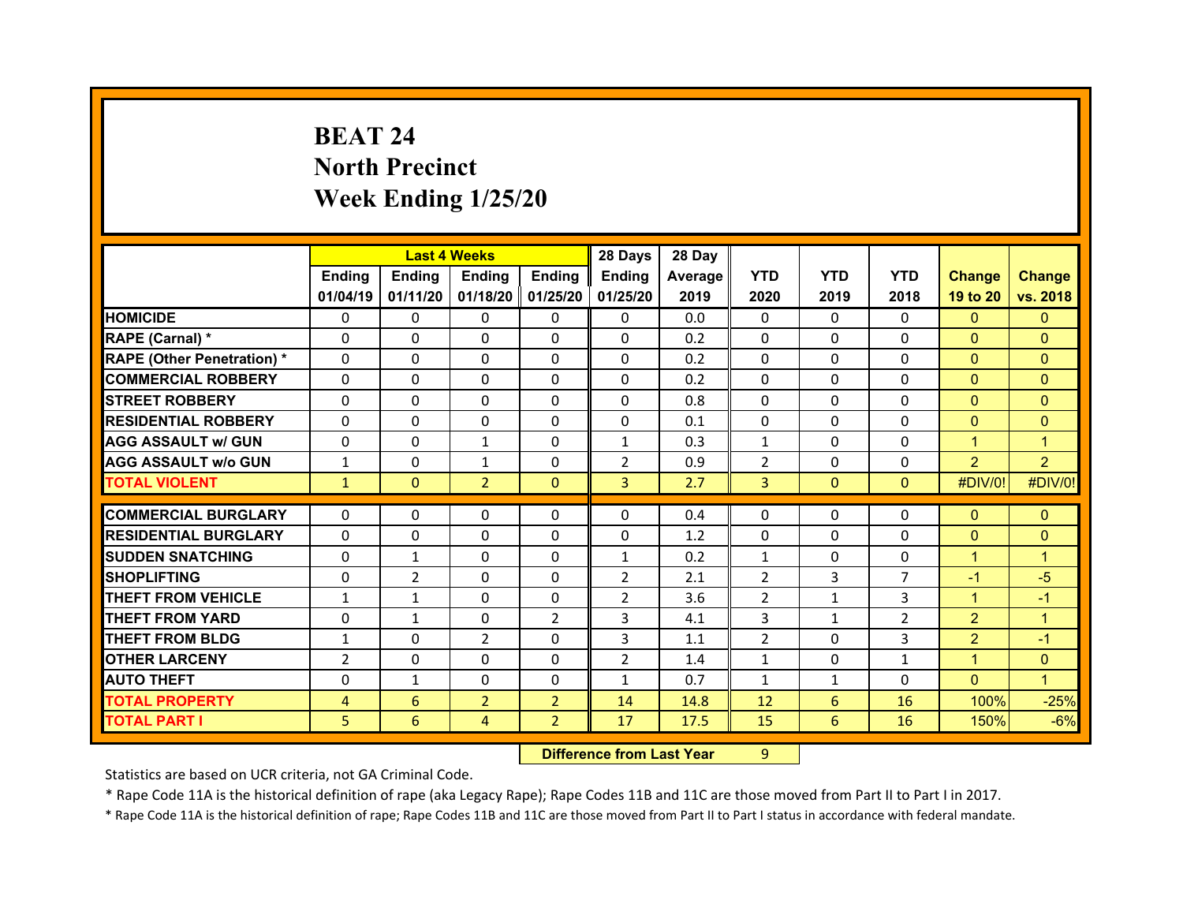# BEAT 24
## North Precinct
## Week Ending 1/25/20

| | Last 4 Weeks | | | | 28 Days | 28 Day | YTD | YTD | YTD | Change | Change |
|---|---|---|---|---|---|---|---|---|---|---|---|
| | Ending 01/04/19 | Ending 01/11/20 | Ending 01/18/20 | Ending 01/25/20 | Ending 01/25/20 | Average 2019 | 2020 | 2019 | 2018 | 19 to 20 | vs. 2018 |
| HOMICIDE | 0 | 0 | 0 | 0 | 0 | 0.0 | 0 | 0 | 0 | 0 | 0 |
| RAPE (Carnal) * | 0 | 0 | 0 | 0 | 0 | 0.2 | 0 | 0 | 0 | 0 | 0 |
| RAPE (Other Penetration) * | 0 | 0 | 0 | 0 | 0 | 0.2 | 0 | 0 | 0 | 0 | 0 |
| COMMERCIAL ROBBERY | 0 | 0 | 0 | 0 | 0 | 0.2 | 0 | 0 | 0 | 0 | 0 |
| STREET ROBBERY | 0 | 0 | 0 | 0 | 0 | 0.8 | 0 | 0 | 0 | 0 | 0 |
| RESIDENTIAL ROBBERY | 0 | 0 | 0 | 0 | 0 | 0.1 | 0 | 0 | 0 | 0 | 0 |
| AGG ASSAULT w/ GUN | 0 | 0 | 1 | 0 | 1 | 0.3 | 1 | 0 | 0 | 1 | 1 |
| AGG ASSAULT w/o GUN | 1 | 0 | 1 | 0 | 2 | 0.9 | 2 | 0 | 0 | 2 | 2 |
| TOTAL VIOLENT | 1 | 0 | 2 | 0 | 3 | 2.7 | 3 | 0 | 0 | #DIV/0! | #DIV/0! |
| COMMERCIAL BURGLARY | 0 | 0 | 0 | 0 | 0 | 0.4 | 0 | 0 | 0 | 0 | 0 |
| RESIDENTIAL BURGLARY | 0 | 0 | 0 | 0 | 0 | 1.2 | 0 | 0 | 0 | 0 | 0 |
| SUDDEN SNATCHING | 0 | 1 | 0 | 0 | 1 | 0.2 | 1 | 0 | 0 | 1 | 1 |
| SHOPLIFTING | 0 | 2 | 0 | 0 | 2 | 2.1 | 2 | 3 | 7 | -1 | -5 |
| THEFT FROM VEHICLE | 1 | 1 | 0 | 0 | 2 | 3.6 | 2 | 1 | 3 | 1 | -1 |
| THEFT FROM YARD | 0 | 1 | 0 | 2 | 3 | 4.1 | 3 | 1 | 2 | 2 | 1 |
| THEFT FROM BLDG | 1 | 0 | 2 | 0 | 3 | 1.1 | 2 | 0 | 3 | 2 | -1 |
| OTHER LARCENY | 2 | 0 | 0 | 0 | 2 | 1.4 | 1 | 0 | 1 | 1 | 0 |
| AUTO THEFT | 0 | 1 | 0 | 0 | 1 | 0.7 | 1 | 1 | 0 | 0 | 1 |
| TOTAL PROPERTY | 4 | 6 | 2 | 2 | 14 | 14.8 | 12 | 6 | 16 | 100% | -25% |
| TOTAL PART I | 5 | 6 | 4 | 2 | 17 | 17.5 | 15 | 6 | 16 | 150% | -6% |

**Difference from Last Year** 9

Statistics are based on UCR criteria, not GA Criminal Code.

* Rape Code 11A is the historical definition of rape (aka Legacy Rape); Rape Codes 11B and 11C are those moved from Part II to Part I in 2017.

* Rape Code 11A is the historical definition of rape; Rape Codes 11B and 11C are those moved from Part II to Part I status in accordance with federal mandate.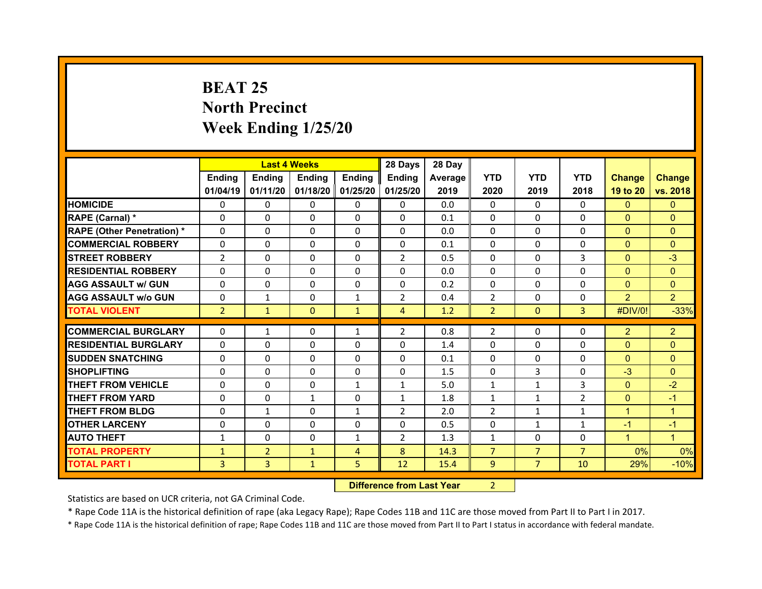# BEAT 25
## North Precinct
## Week Ending 1/25/20

| | Last 4 Weeks | | | | 28 Days | 28 Day | | | | | |
|---|---|---|---|---|---|---|---|---|---|---|---|
| | Ending 01/04/19 | Ending 01/11/20 | Ending 01/18/20 | Ending 01/25/20 | Ending 01/25/20 | Average 2019 | YTD 2020 | YTD 2019 | YTD 2018 | Change 19 to 20 | Change vs. 2018 |
| HOMICIDE | 0 | 0 | 0 | 0 | 0 | 0.0 | 0 | 0 | 0 | 0 | 0 |
| RAPE (Carnal) * | 0 | 0 | 0 | 0 | 0 | 0.1 | 0 | 0 | 0 | 0 | 0 |
| RAPE (Other Penetration) * | 0 | 0 | 0 | 0 | 0 | 0.0 | 0 | 0 | 0 | 0 | 0 |
| COMMERCIAL ROBBERY | 0 | 0 | 0 | 0 | 0 | 0.1 | 0 | 0 | 0 | 0 | 0 |
| STREET ROBBERY | 2 | 0 | 0 | 0 | 2 | 0.5 | 0 | 0 | 3 | 0 | -3 |
| RESIDENTIAL ROBBERY | 0 | 0 | 0 | 0 | 0 | 0.0 | 0 | 0 | 0 | 0 | 0 |
| AGG ASSAULT w/ GUN | 0 | 0 | 0 | 0 | 0 | 0.2 | 0 | 0 | 0 | 0 | 0 |
| AGG ASSAULT w/o GUN | 0 | 1 | 0 | 1 | 2 | 0.4 | 2 | 0 | 0 | 2 | 2 |
| TOTAL VIOLENT | 2 | 1 | 0 | 1 | 4 | 1.2 | 2 | 0 | 3 | #DIV/0! | -33% |
| COMMERCIAL BURGLARY | 0 | 1 | 0 | 1 | 2 | 0.8 | 2 | 0 | 0 | 2 | 2 |
| RESIDENTIAL BURGLARY | 0 | 0 | 0 | 0 | 0 | 1.4 | 0 | 0 | 0 | 0 | 0 |
| SUDDEN SNATCHING | 0 | 0 | 0 | 0 | 0 | 0.1 | 0 | 0 | 0 | 0 | 0 |
| SHOPLIFTING | 0 | 0 | 0 | 0 | 0 | 1.5 | 0 | 3 | 0 | -3 | 0 |
| THEFT FROM VEHICLE | 0 | 0 | 0 | 1 | 1 | 5.0 | 1 | 1 | 3 | 0 | -2 |
| THEFT FROM YARD | 0 | 0 | 1 | 0 | 1 | 1.8 | 1 | 1 | 2 | 0 | -1 |
| THEFT FROM BLDG | 0 | 1 | 0 | 1 | 2 | 2.0 | 2 | 1 | 1 | 1 | 1 |
| OTHER LARCENY | 0 | 0 | 0 | 0 | 0 | 0.5 | 0 | 1 | 1 | -1 | -1 |
| AUTO THEFT | 1 | 0 | 0 | 1 | 2 | 1.3 | 1 | 0 | 0 | 1 | 1 |
| TOTAL PROPERTY | 1 | 2 | 1 | 4 | 8 | 14.3 | 7 | 7 | 7 | 0% | 0% |
| TOTAL PART I | 3 | 3 | 1 | 5 | 12 | 15.4 | 9 | 7 | 10 | 29% | -10% |

**Difference from Last Year** 2

Statistics are based on UCR criteria, not GA Criminal Code.

* Rape Code 11A is the historical definition of rape (aka Legacy Rape); Rape Codes 11B and 11C are those moved from Part II to Part I in 2017.

* Rape Code 11A is the historical definition of rape; Rape Codes 11B and 11C are those moved from Part II to Part I status in accordance with federal mandate.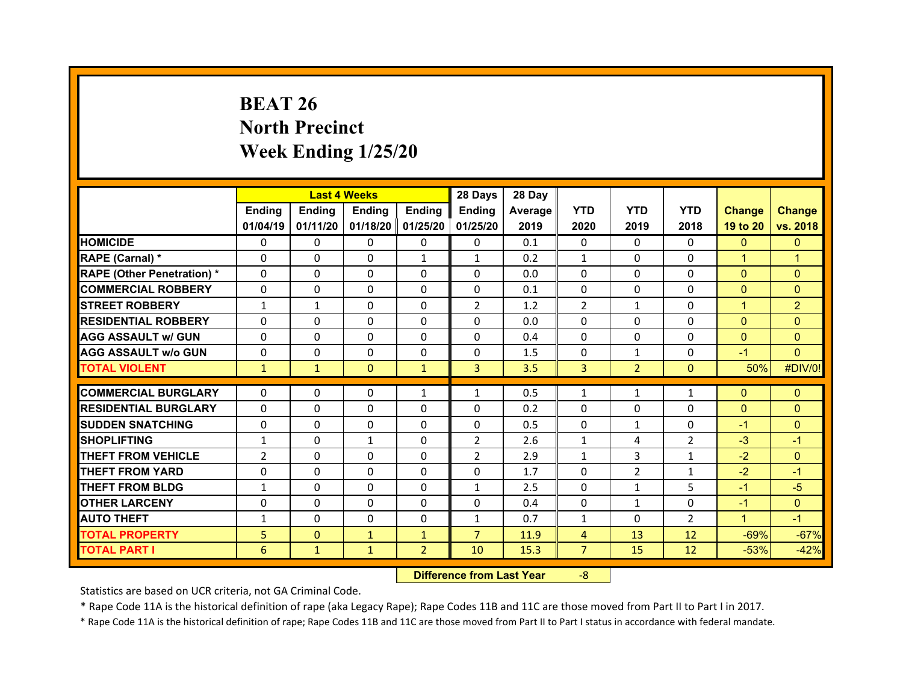# BEAT 26
## North Precinct
## Week Ending 1/25/20

| | Last 4 Weeks | | | | 28 Days | 28 Day | | | | | |
|---|---|---|---|---|---|---|---|---|---|---|---|
| | Ending 01/04/19 | Ending 01/11/20 | Ending 01/18/20 | Ending 01/25/20 | Ending 01/25/20 | Average 2019 | YTD 2020 | YTD 2019 | YTD 2018 | Change 19 to 20 | Change vs. 2018 |
| HOMICIDE | 0 | 0 | 0 | 0 | 0 | 0.1 | 0 | 0 | 0 | 0 | 0 |
| RAPE (Carnal) * | 0 | 0 | 0 | 1 | 1 | 0.2 | 1 | 0 | 0 | 1 | 1 |
| RAPE (Other Penetration) * | 0 | 0 | 0 | 0 | 0 | 0.0 | 0 | 0 | 0 | 0 | 0 |
| COMMERCIAL ROBBERY | 0 | 0 | 0 | 0 | 0 | 0.1 | 0 | 0 | 0 | 0 | 0 |
| STREET ROBBERY | 1 | 1 | 0 | 0 | 2 | 1.2 | 2 | 1 | 0 | 1 | 2 |
| RESIDENTIAL ROBBERY | 0 | 0 | 0 | 0 | 0 | 0.0 | 0 | 0 | 0 | 0 | 0 |
| AGG ASSAULT w/ GUN | 0 | 0 | 0 | 0 | 0 | 0.4 | 0 | 0 | 0 | 0 | 0 |
| AGG ASSAULT w/o GUN | 0 | 0 | 0 | 0 | 0 | 1.5 | 0 | 1 | 0 | -1 | 0 |
| TOTAL VIOLENT | 1 | 1 | 0 | 1 | 3 | 3.5 | 3 | 2 | 0 | 50% | #DIV/0! |
| COMMERCIAL BURGLARY | 0 | 0 | 0 | 1 | 1 | 0.5 | 1 | 1 | 1 | 0 | 0 |
| RESIDENTIAL BURGLARY | 0 | 0 | 0 | 0 | 0 | 0.2 | 0 | 0 | 0 | 0 | 0 |
| SUDDEN SNATCHING | 0 | 0 | 0 | 0 | 0 | 0.5 | 0 | 1 | 0 | -1 | 0 |
| SHOPLIFTING | 1 | 0 | 1 | 0 | 2 | 2.6 | 1 | 4 | 2 | -3 | -1 |
| THEFT FROM VEHICLE | 2 | 0 | 0 | 0 | 2 | 2.9 | 1 | 3 | 1 | -2 | 0 |
| THEFT FROM YARD | 0 | 0 | 0 | 0 | 0 | 1.7 | 0 | 2 | 1 | -2 | -1 |
| THEFT FROM BLDG | 1 | 0 | 0 | 0 | 1 | 2.5 | 0 | 1 | 5 | -1 | -5 |
| OTHER LARCENY | 0 | 0 | 0 | 0 | 0 | 0.4 | 0 | 1 | 0 | -1 | 0 |
| AUTO THEFT | 1 | 0 | 0 | 0 | 1 | 0.7 | 1 | 0 | 2 | 1 | -1 |
| TOTAL PROPERTY | 5 | 0 | 1 | 1 | 7 | 11.9 | 4 | 13 | 12 | -69% | -67% |
| TOTAL PART I | 6 | 1 | 1 | 2 | 10 | 15.3 | 7 | 15 | 12 | -53% | -42% |

**Difference from Last Year** -8

Statistics are based on UCR criteria, not GA Criminal Code.

* Rape Code 11A is the historical definition of rape (aka Legacy Rape); Rape Codes 11B and 11C are those moved from Part II to Part I in 2017.

* Rape Code 11A is the historical definition of rape; Rape Codes 11B and 11C are those moved from Part II to Part I status in accordance with federal mandate.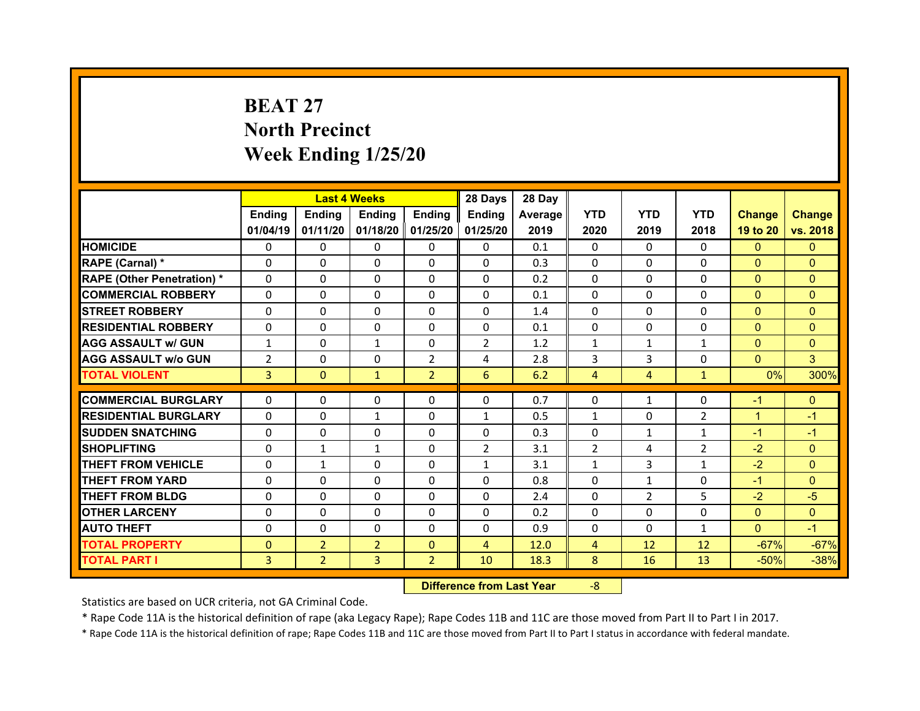# BEAT 27
## North Precinct
## Week Ending 1/25/20

| | Last 4 Weeks | | | | 28 Days | 28 Day | | | | | |
|---|---|---|---|---|---|---|---|---|---|---|---|
| | Ending 01/04/19 | Ending 01/11/20 | Ending 01/18/20 | Ending 01/25/20 | Ending 01/25/20 | Average 2019 | YTD 2020 | YTD 2019 | YTD 2018 | Change 19 to 20 | Change vs. 2018 |
| HOMICIDE | 0 | 0 | 0 | 0 | 0 | 0.1 | 0 | 0 | 0 | 0 | 0 |
| RAPE (Carnal) * | 0 | 0 | 0 | 0 | 0 | 0.3 | 0 | 0 | 0 | 0 | 0 |
| RAPE (Other Penetration) * | 0 | 0 | 0 | 0 | 0 | 0.2 | 0 | 0 | 0 | 0 | 0 |
| COMMERCIAL ROBBERY | 0 | 0 | 0 | 0 | 0 | 0.1 | 0 | 0 | 0 | 0 | 0 |
| STREET ROBBERY | 0 | 0 | 0 | 0 | 0 | 1.4 | 0 | 0 | 0 | 0 | 0 |
| RESIDENTIAL ROBBERY | 0 | 0 | 0 | 0 | 0 | 0.1 | 0 | 0 | 0 | 0 | 0 |
| AGG ASSAULT w/ GUN | 1 | 0 | 1 | 0 | 2 | 1.2 | 1 | 1 | 1 | 0 | 0 |
| AGG ASSAULT w/o GUN | 2 | 0 | 0 | 2 | 4 | 2.8 | 3 | 3 | 0 | 0 | 3 |
| TOTAL VIOLENT | 3 | 0 | 1 | 2 | 6 | 6.2 | 4 | 4 | 1 | 0% | 300% |
| COMMERCIAL BURGLARY | 0 | 0 | 0 | 0 | 0 | 0.7 | 0 | 1 | 0 | -1 | 0 |
| RESIDENTIAL BURGLARY | 0 | 0 | 1 | 0 | 1 | 0.5 | 1 | 0 | 2 | 1 | -1 |
| SUDDEN SNATCHING | 0 | 0 | 0 | 0 | 0 | 0.3 | 0 | 1 | 1 | -1 | -1 |
| SHOPLIFTING | 0 | 1 | 1 | 0 | 2 | 3.1 | 2 | 4 | 2 | -2 | 0 |
| THEFT FROM VEHICLE | 0 | 1 | 0 | 0 | 1 | 3.1 | 1 | 3 | 1 | -2 | 0 |
| THEFT FROM YARD | 0 | 0 | 0 | 0 | 0 | 0.8 | 0 | 1 | 0 | -1 | 0 |
| THEFT FROM BLDG | 0 | 0 | 0 | 0 | 0 | 2.4 | 0 | 2 | 5 | -2 | -5 |
| OTHER LARCENY | 0 | 0 | 0 | 0 | 0 | 0.2 | 0 | 0 | 0 | 0 | 0 |
| AUTO THEFT | 0 | 0 | 0 | 0 | 0 | 0.9 | 0 | 0 | 1 | 0 | -1 |
| TOTAL PROPERTY | 0 | 2 | 2 | 0 | 4 | 12.0 | 4 | 12 | 12 | -67% | -67% |
| TOTAL PART I | 3 | 2 | 3 | 2 | 10 | 18.3 | 8 | 16 | 13 | -50% | -38% |

**Difference from Last Year** -8

Statistics are based on UCR criteria, not GA Criminal Code.

* Rape Code 11A is the historical definition of rape (aka Legacy Rape); Rape Codes 11B and 11C are those moved from Part II to Part I in 2017.

* Rape Code 11A is the historical definition of rape; Rape Codes 11B and 11C are those moved from Part II to Part I status in accordance with federal mandate.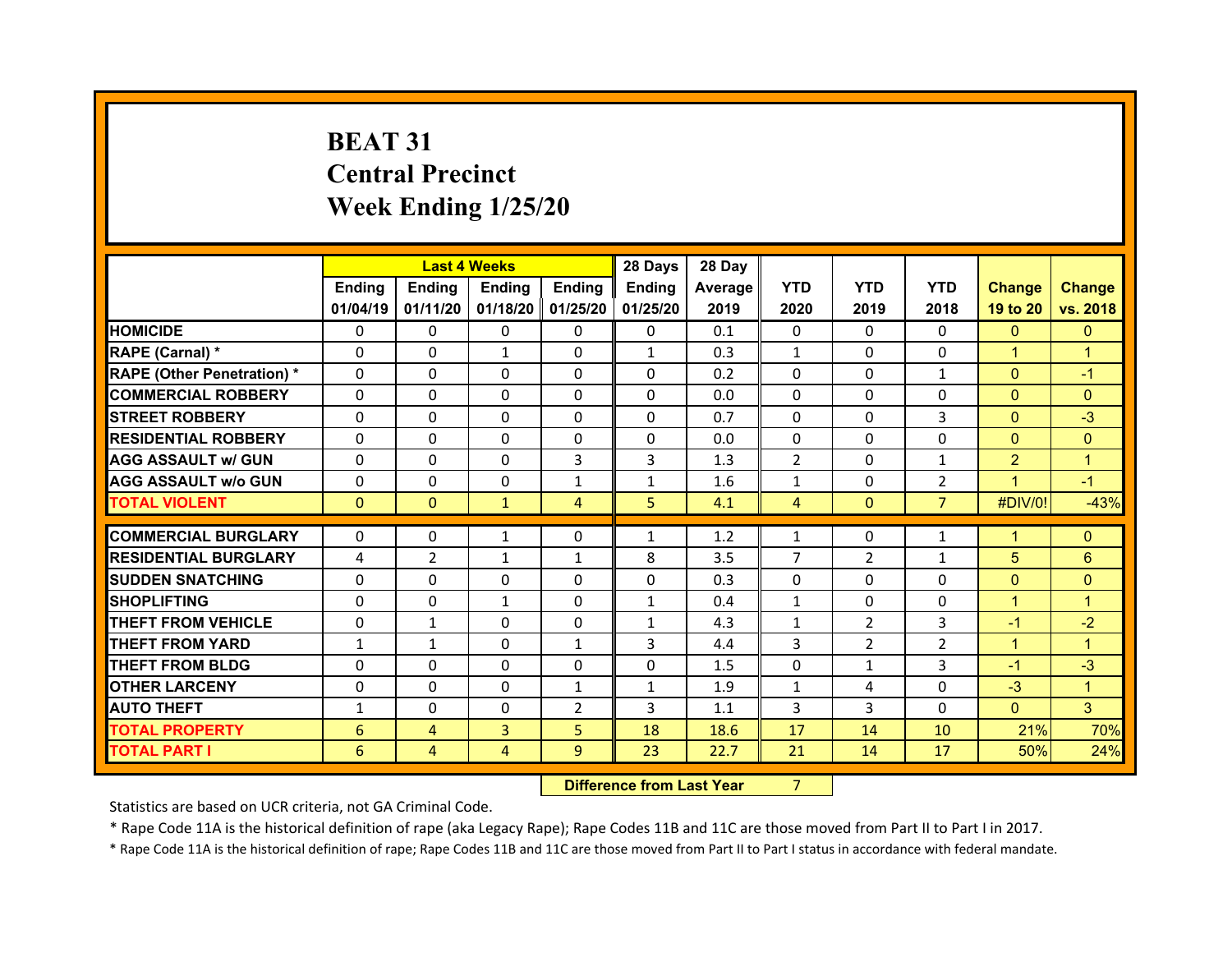# BEAT 31
# Central Precinct
# Week Ending 1/25/20

| | Last 4 Weeks | | | | 28 Days | 28 Day | | | | | |
|---|---|---|---|---|---|---|---|---|---|---|---|
| | Ending 01/04/19 | Ending 01/11/20 | Ending 01/18/20 | Ending 01/25/20 | Ending 01/25/20 | Average 2019 | YTD 2020 | YTD 2019 | YTD 2018 | Change 19 to 20 | Change vs. 2018 |
| HOMICIDE | 0 | 0 | 0 | 0 | 0 | 0.1 | 0 | 0 | 0 | 0 | 0 |
| RAPE (Carnal) * | 0 | 0 | 1 | 0 | 1 | 0.3 | 1 | 0 | 0 | 1 | 1 |
| RAPE (Other Penetration) * | 0 | 0 | 0 | 0 | 0 | 0.2 | 0 | 0 | 1 | 0 | -1 |
| COMMERCIAL ROBBERY | 0 | 0 | 0 | 0 | 0 | 0.0 | 0 | 0 | 0 | 0 | 0 |
| STREET ROBBERY | 0 | 0 | 0 | 0 | 0 | 0.7 | 0 | 0 | 3 | 0 | -3 |
| RESIDENTIAL ROBBERY | 0 | 0 | 0 | 0 | 0 | 0.0 | 0 | 0 | 0 | 0 | 0 |
| AGG ASSAULT w/ GUN | 0 | 0 | 0 | 3 | 3 | 1.3 | 2 | 0 | 1 | 2 | 1 |
| AGG ASSAULT w/o GUN | 0 | 0 | 0 | 1 | 1 | 1.6 | 1 | 0 | 2 | 1 | -1 |
| TOTAL VIOLENT | 0 | 0 | 1 | 4 | 5 | 4.1 | 4 | 0 | 7 | #DIV/0! | -43% |
| COMMERCIAL BURGLARY | 0 | 0 | 1 | 0 | 1 | 1.2 | 1 | 0 | 1 | 1 | 0 |
| RESIDENTIAL BURGLARY | 4 | 2 | 1 | 1 | 8 | 3.5 | 7 | 2 | 1 | 5 | 6 |
| SUDDEN SNATCHING | 0 | 0 | 0 | 0 | 0 | 0.3 | 0 | 0 | 0 | 0 | 0 |
| SHOPLIFTING | 0 | 0 | 1 | 0 | 1 | 0.4 | 1 | 0 | 0 | 1 | 1 |
| THEFT FROM VEHICLE | 0 | 1 | 0 | 0 | 1 | 4.3 | 1 | 2 | 3 | -1 | -2 |
| THEFT FROM YARD | 1 | 1 | 0 | 1 | 3 | 4.4 | 3 | 2 | 2 | 1 | 1 |
| THEFT FROM BLDG | 0 | 0 | 0 | 0 | 0 | 1.5 | 0 | 1 | 3 | -1 | -3 |
| OTHER LARCENY | 0 | 0 | 0 | 1 | 1 | 1.9 | 1 | 4 | 0 | -3 | 1 |
| AUTO THEFT | 1 | 0 | 0 | 2 | 3 | 1.1 | 3 | 3 | 0 | 0 | 3 |
| TOTAL PROPERTY | 6 | 4 | 3 | 5 | 18 | 18.6 | 17 | 14 | 10 | 21% | 70% |
| TOTAL PART I | 6 | 4 | 4 | 9 | 23 | 22.7 | 21 | 14 | 17 | 50% | 24% |

**Difference from Last Year** 7

Statistics are based on UCR criteria, not GA Criminal Code.

* Rape Code 11A is the historical definition of rape (aka Legacy Rape); Rape Codes 11B and 11C are those moved from Part II to Part I in 2017.

* Rape Code 11A is the historical definition of rape; Rape Codes 11B and 11C are those moved from Part II to Part I status in accordance with federal mandate.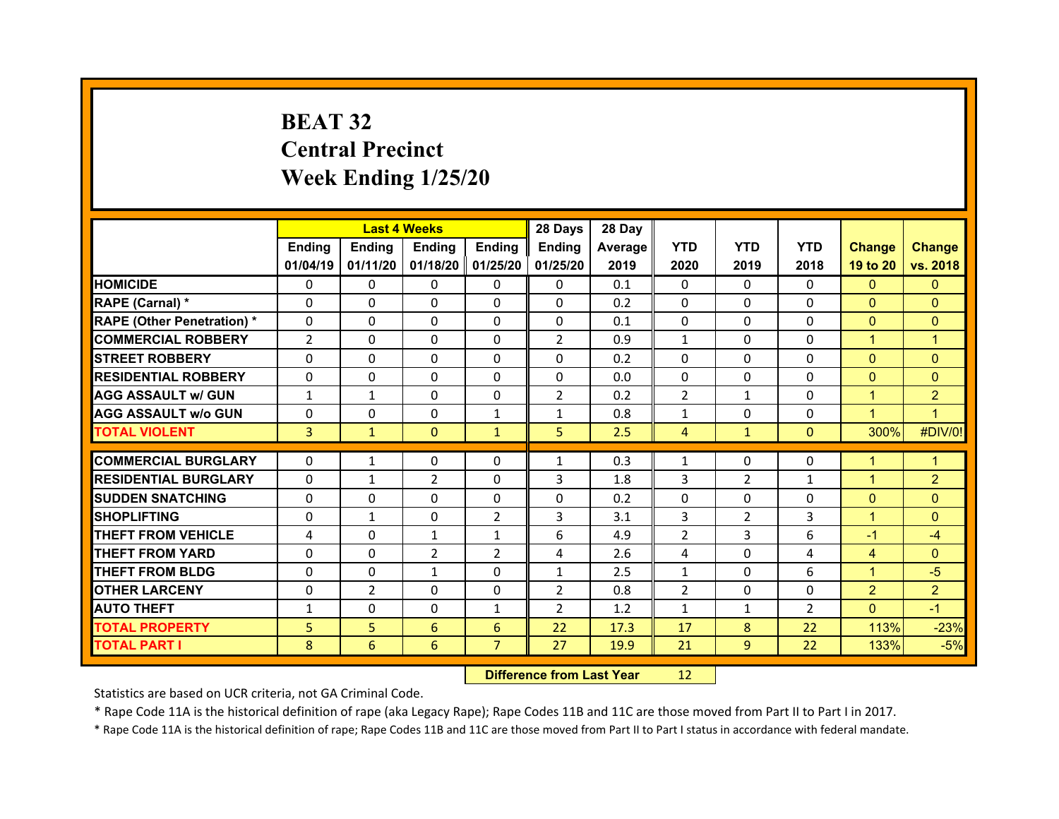# BEAT 32
# Central Precinct
# Week Ending 1/25/20

| | Last 4 Weeks | | | | 28 Days | 28 Day | | | | | |
|---|---|---|---|---|---|---|---|---|---|---|---|
| | Ending 01/04/19 | Ending 01/11/20 | Ending 01/18/20 | Ending 01/25/20 | Ending 01/25/20 | Average 2019 | YTD 2020 | YTD 2019 | YTD 2018 | Change 19 to 20 | Change vs. 2018 |
| HOMICIDE | 0 | 0 | 0 | 0 | 0 | 0.1 | 0 | 0 | 0 | 0 | 0 |
| RAPE (Carnal) * | 0 | 0 | 0 | 0 | 0 | 0.2 | 0 | 0 | 0 | 0 | 0 |
| RAPE (Other Penetration) * | 0 | 0 | 0 | 0 | 0 | 0.1 | 0 | 0 | 0 | 0 | 0 |
| COMMERCIAL ROBBERY | 2 | 0 | 0 | 0 | 2 | 0.9 | 1 | 0 | 0 | 1 | 1 |
| STREET ROBBERY | 0 | 0 | 0 | 0 | 0 | 0.2 | 0 | 0 | 0 | 0 | 0 |
| RESIDENTIAL ROBBERY | 0 | 0 | 0 | 0 | 0 | 0.0 | 0 | 0 | 0 | 0 | 0 |
| AGG ASSAULT w/ GUN | 1 | 1 | 0 | 0 | 2 | 0.2 | 2 | 1 | 0 | 1 | 2 |
| AGG ASSAULT w/o GUN | 0 | 0 | 0 | 1 | 1 | 0.8 | 1 | 0 | 0 | 1 | 1 |
| TOTAL VIOLENT | 3 | 1 | 0 | 1 | 5 | 2.5 | 4 | 1 | 0 | 300% | #DIV/0! |
| COMMERCIAL BURGLARY | 0 | 1 | 0 | 0 | 1 | 0.3 | 1 | 0 | 0 | 1 | 1 |
| RESIDENTIAL BURGLARY | 0 | 1 | 2 | 0 | 3 | 1.8 | 3 | 2 | 1 | 1 | 2 |
| SUDDEN SNATCHING | 0 | 0 | 0 | 0 | 0 | 0.2 | 0 | 0 | 0 | 0 | 0 |
| SHOPLIFTING | 0 | 1 | 0 | 2 | 3 | 3.1 | 3 | 2 | 3 | 1 | 0 |
| THEFT FROM VEHICLE | 4 | 0 | 1 | 1 | 6 | 4.9 | 2 | 3 | 6 | -1 | -4 |
| THEFT FROM YARD | 0 | 0 | 2 | 2 | 4 | 2.6 | 4 | 0 | 4 | 4 | 0 |
| THEFT FROM BLDG | 0 | 0 | 1 | 0 | 1 | 2.5 | 1 | 0 | 6 | 1 | -5 |
| OTHER LARCENY | 0 | 2 | 0 | 0 | 2 | 0.8 | 2 | 0 | 0 | 2 | 2 |
| AUTO THEFT | 1 | 0 | 0 | 1 | 2 | 1.2 | 1 | 1 | 2 | 0 | -1 |
| TOTAL PROPERTY | 5 | 5 | 6 | 6 | 22 | 17.3 | 17 | 8 | 22 | 113% | -23% |
| TOTAL PART I | 8 | 6 | 6 | 7 | 27 | 19.9 | 21 | 9 | 22 | 133% | -5% |

| Difference from Last Year | 12 |
|---|---|

Statistics are based on UCR criteria, not GA Criminal Code.

* Rape Code 11A is the historical definition of rape (aka Legacy Rape); Rape Codes 11B and 11C are those moved from Part II to Part I in 2017.

* Rape Code 11A is the historical definition of rape; Rape Codes 11B and 11C are those moved from Part II to Part I status in accordance with federal mandate.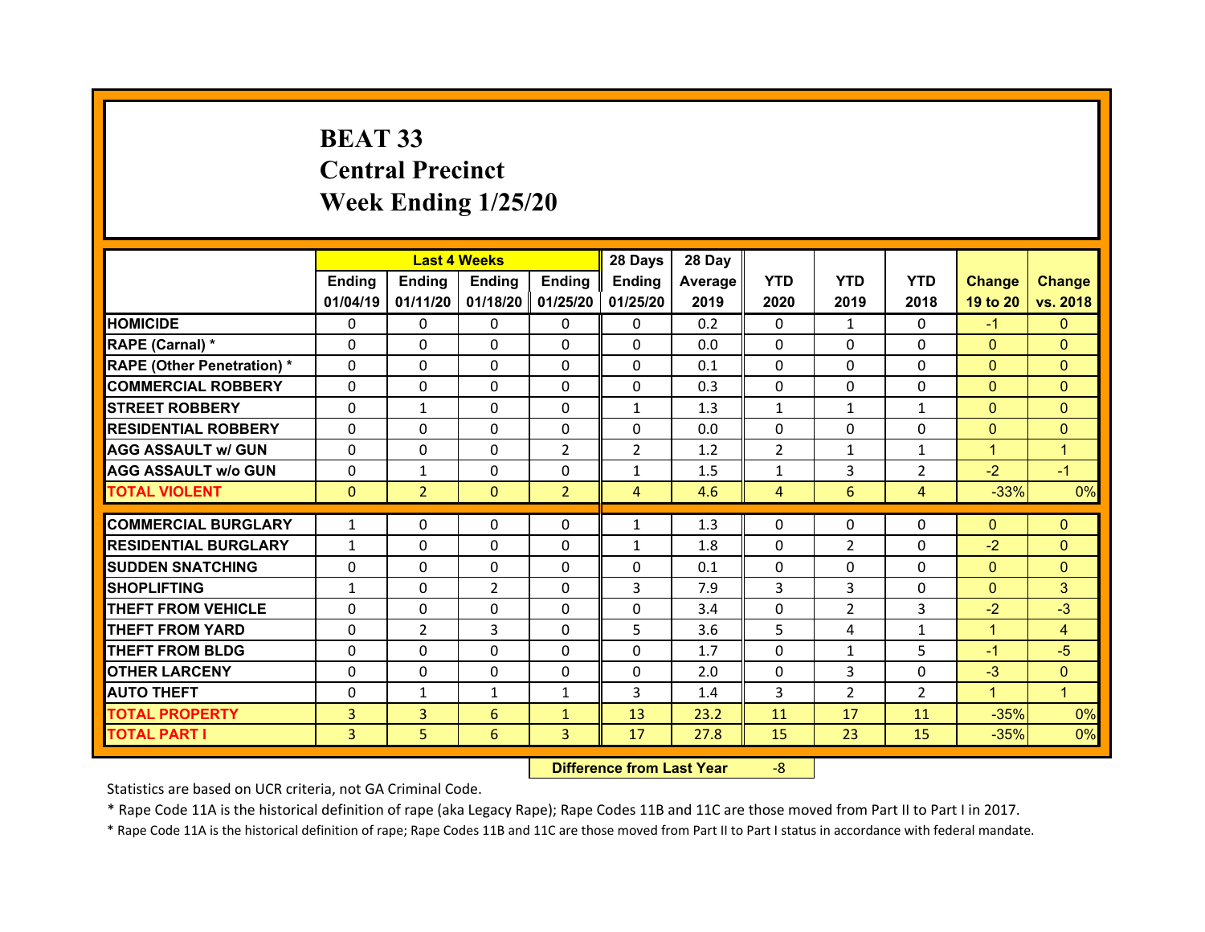# BEAT 33
# Central Precinct
# Week Ending 1/25/20

| | Last 4 Weeks | | | | 28 Days | 28 Day | | | | | |
|---|---|---|---|---|---|---|---|---|---|---|---|
| | Ending 01/04/19 | Ending 01/11/20 | Ending 01/18/20 | Ending 01/25/20 | Ending 01/25/20 | Average 2019 | YTD 2020 | YTD 2019 | YTD 2018 | Change 19 to 20 | Change vs. 2018 |
| HOMICIDE | 0 | 0 | 0 | 0 | 0 | 0.2 | 0 | 1 | 0 | -1 | 0 |
| RAPE (Carnal) * | 0 | 0 | 0 | 0 | 0 | 0.0 | 0 | 0 | 0 | 0 | 0 |
| RAPE (Other Penetration) * | 0 | 0 | 0 | 0 | 0 | 0.1 | 0 | 0 | 0 | 0 | 0 |
| COMMERCIAL ROBBERY | 0 | 0 | 0 | 0 | 0 | 0.3 | 0 | 0 | 0 | 0 | 0 |
| STREET ROBBERY | 0 | 1 | 0 | 0 | 1 | 1.3 | 1 | 1 | 1 | 0 | 0 |
| RESIDENTIAL ROBBERY | 0 | 0 | 0 | 0 | 0 | 0.0 | 0 | 0 | 0 | 0 | 0 |
| AGG ASSAULT w/ GUN | 0 | 0 | 0 | 2 | 2 | 1.2 | 2 | 1 | 1 | 1 | 1 |
| AGG ASSAULT w/o GUN | 0 | 1 | 0 | 0 | 1 | 1.5 | 1 | 3 | 2 | -2 | -1 |
| TOTAL VIOLENT | 0 | 2 | 0 | 2 | 4 | 4.6 | 4 | 6 | 4 | -33% | 0% |
| COMMERCIAL BURGLARY | 1 | 0 | 0 | 0 | 1 | 1.3 | 0 | 0 | 0 | 0 | 0 |
| RESIDENTIAL BURGLARY | 1 | 0 | 0 | 0 | 1 | 1.8 | 0 | 2 | 0 | -2 | 0 |
| SUDDEN SNATCHING | 0 | 0 | 0 | 0 | 0 | 0.1 | 0 | 0 | 0 | 0 | 0 |
| SHOPLIFTING | 1 | 0 | 2 | 0 | 3 | 7.9 | 3 | 3 | 0 | 0 | 3 |
| THEFT FROM VEHICLE | 0 | 0 | 0 | 0 | 0 | 3.4 | 0 | 2 | 3 | -2 | -3 |
| THEFT FROM YARD | 0 | 2 | 3 | 0 | 5 | 3.6 | 5 | 4 | 1 | 1 | 4 |
| THEFT FROM BLDG | 0 | 0 | 0 | 0 | 0 | 1.7 | 0 | 1 | 5 | -1 | -5 |
| OTHER LARCENY | 0 | 0 | 0 | 0 | 0 | 2.0 | 0 | 3 | 0 | -3 | 0 |
| AUTO THEFT | 0 | 1 | 1 | 1 | 3 | 1.4 | 3 | 2 | 2 | 1 | 1 |
| TOTAL PROPERTY | 3 | 3 | 6 | 1 | 13 | 23.2 | 11 | 17 | 11 | -35% | 0% |
| TOTAL PART I | 3 | 5 | 6 | 3 | 17 | 27.8 | 15 | 23 | 15 | -35% | 0% |

**Difference from Last Year** -8

Statistics are based on UCR criteria, not GA Criminal Code.

* Rape Code 11A is the historical definition of rape (aka Legacy Rape); Rape Codes 11B and 11C are those moved from Part II to Part I in 2017.

* Rape Code 11A is the historical definition of rape; Rape Codes 11B and 11C are those moved from Part II to Part I status in accordance with federal mandate.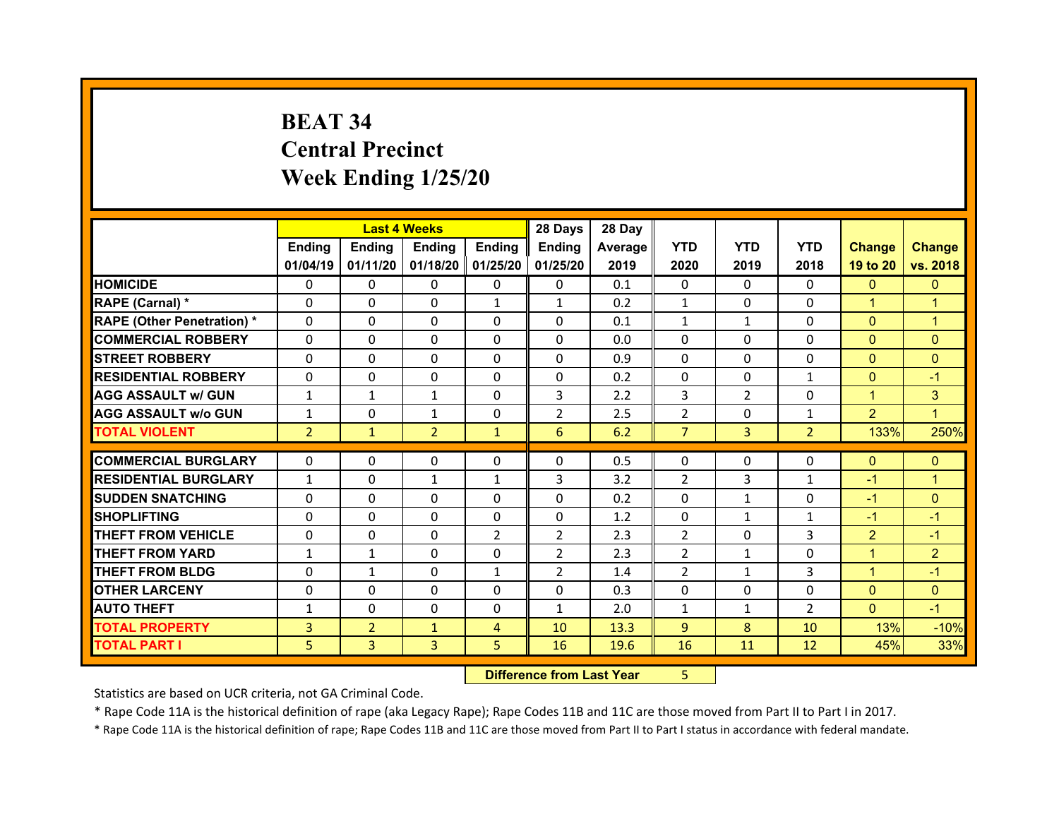# BEAT 34
## Central Precinct
## Week Ending 1/25/20

| | Last 4 Weeks | | | | 28 Days | 28 Day | | | | | |
|---|---|---|---|---|---|---|---|---|---|---|---|
| | Ending 01/04/19 | Ending 01/11/20 | Ending 01/18/20 | Ending 01/25/20 | Ending 01/25/20 | Average 2019 | YTD 2020 | YTD 2019 | YTD 2018 | Change 19 to 20 | Change vs. 2018 |
| HOMICIDE | 0 | 0 | 0 | 0 | 0 | 0.1 | 0 | 0 | 0 | 0 | 0 |
| RAPE (Carnal) * | 0 | 0 | 0 | 1 | 1 | 0.2 | 1 | 0 | 0 | 1 | 1 |
| RAPE (Other Penetration) * | 0 | 0 | 0 | 0 | 0 | 0.1 | 1 | 1 | 0 | 0 | 1 |
| COMMERCIAL ROBBERY | 0 | 0 | 0 | 0 | 0 | 0.0 | 0 | 0 | 0 | 0 | 0 |
| STREET ROBBERY | 0 | 0 | 0 | 0 | 0 | 0.9 | 0 | 0 | 0 | 0 | 0 |
| RESIDENTIAL ROBBERY | 0 | 0 | 0 | 0 | 0 | 0.2 | 0 | 0 | 1 | 0 | -1 |
| AGG ASSAULT w/ GUN | 1 | 1 | 1 | 0 | 3 | 2.2 | 3 | 2 | 0 | 1 | 3 |
| AGG ASSAULT w/o GUN | 1 | 0 | 1 | 0 | 2 | 2.5 | 2 | 0 | 1 | 2 | 1 |
| TOTAL VIOLENT | 2 | 1 | 2 | 1 | 6 | 6.2 | 7 | 3 | 2 | 133% | 250% |
| COMMERCIAL BURGLARY | 0 | 0 | 0 | 0 | 0 | 0.5 | 0 | 0 | 0 | 0 | 0 |
| RESIDENTIAL BURGLARY | 1 | 0 | 1 | 1 | 3 | 3.2 | 2 | 3 | 1 | -1 | 1 |
| SUDDEN SNATCHING | 0 | 0 | 0 | 0 | 0 | 0.2 | 0 | 1 | 0 | -1 | 0 |
| SHOPLIFTING | 0 | 0 | 0 | 0 | 0 | 1.2 | 0 | 1 | 1 | -1 | -1 |
| THEFT FROM VEHICLE | 0 | 0 | 0 | 2 | 2 | 2.3 | 2 | 0 | 3 | 2 | -1 |
| THEFT FROM YARD | 1 | 1 | 0 | 0 | 2 | 2.3 | 2 | 1 | 0 | 1 | 2 |
| THEFT FROM BLDG | 0 | 1 | 0 | 1 | 2 | 1.4 | 2 | 1 | 3 | 1 | -1 |
| OTHER LARCENY | 0 | 0 | 0 | 0 | 0 | 0.3 | 0 | 0 | 0 | 0 | 0 |
| AUTO THEFT | 1 | 0 | 0 | 0 | 1 | 2.0 | 1 | 1 | 2 | 0 | -1 |
| TOTAL PROPERTY | 3 | 2 | 1 | 4 | 10 | 13.3 | 9 | 8 | 10 | 13% | -10% |
| TOTAL PART I | 5 | 3 | 3 | 5 | 16 | 19.6 | 16 | 11 | 12 | 45% | 33% |

**Difference from Last Year** 5

Statistics are based on UCR criteria, not GA Criminal Code.

* Rape Code 11A is the historical definition of rape (aka Legacy Rape); Rape Codes 11B and 11C are those moved from Part II to Part I in 2017.

* Rape Code 11A is the historical definition of rape; Rape Codes 11B and 11C are those moved from Part II to Part I status in accordance with federal mandate.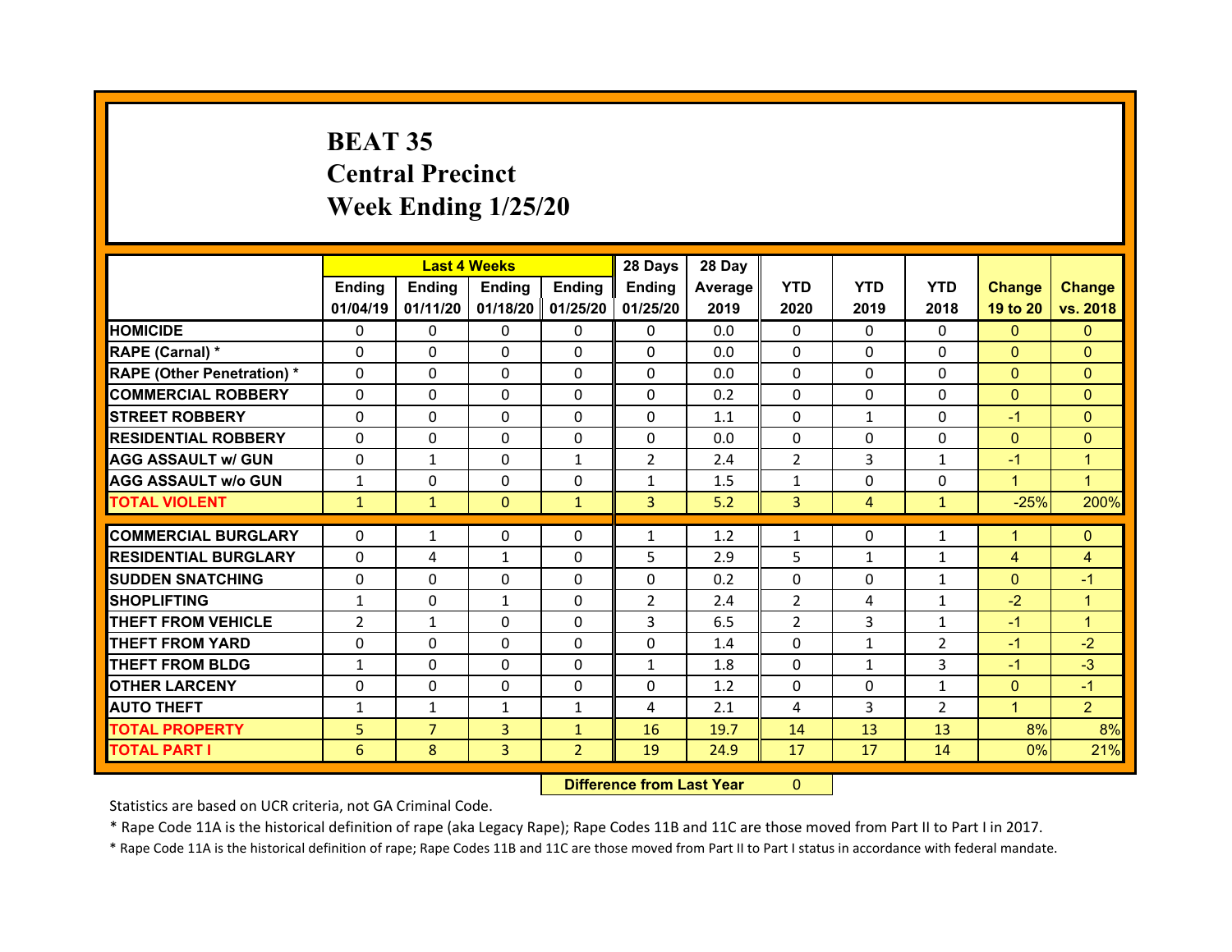# BEAT 35
# Central Precinct
# Week Ending 1/25/20

| | Last 4 Weeks | | | | 28 Days | 28 Day | | | | | |
|---|---|---|---|---|---|---|---|---|---|---|---|
| | Ending 01/04/19 | Ending 01/11/20 | Ending 01/18/20 | Ending 01/25/20 | Ending 01/25/20 | Average 2019 | YTD 2020 | YTD 2019 | YTD 2018 | Change 19 to 20 | Change vs. 2018 |
| HOMICIDE | 0 | 0 | 0 | 0 | 0 | 0.0 | 0 | 0 | 0 | 0 | 0 |
| RAPE (Carnal) * | 0 | 0 | 0 | 0 | 0 | 0.0 | 0 | 0 | 0 | 0 | 0 |
| RAPE (Other Penetration) * | 0 | 0 | 0 | 0 | 0 | 0.0 | 0 | 0 | 0 | 0 | 0 |
| COMMERCIAL ROBBERY | 0 | 0 | 0 | 0 | 0 | 0.2 | 0 | 0 | 0 | 0 | 0 |
| STREET ROBBERY | 0 | 0 | 0 | 0 | 0 | 1.1 | 0 | 1 | 0 | -1 | 0 |
| RESIDENTIAL ROBBERY | 0 | 0 | 0 | 0 | 0 | 0.0 | 0 | 0 | 0 | 0 | 0 |
| AGG ASSAULT w/ GUN | 0 | 1 | 0 | 1 | 2 | 2.4 | 2 | 3 | 1 | -1 | 1 |
| AGG ASSAULT w/o GUN | 1 | 0 | 0 | 0 | 1 | 1.5 | 1 | 0 | 0 | 1 | 1 |
| TOTAL VIOLENT | 1 | 1 | 0 | 1 | 3 | 5.2 | 3 | 4 | 1 | -25% | 200% |
| COMMERCIAL BURGLARY | 0 | 1 | 0 | 0 | 1 | 1.2 | 1 | 0 | 1 | 1 | 0 |
| RESIDENTIAL BURGLARY | 0 | 4 | 1 | 0 | 5 | 2.9 | 5 | 1 | 1 | 4 | 4 |
| SUDDEN SNATCHING | 0 | 0 | 0 | 0 | 0 | 0.2 | 0 | 0 | 1 | 0 | -1 |
| SHOPLIFTING | 1 | 0 | 1 | 0 | 2 | 2.4 | 2 | 4 | 1 | -2 | 1 |
| THEFT FROM VEHICLE | 2 | 1 | 0 | 0 | 3 | 6.5 | 2 | 3 | 1 | -1 | 1 |
| THEFT FROM YARD | 0 | 0 | 0 | 0 | 0 | 1.4 | 0 | 1 | 2 | -1 | -2 |
| THEFT FROM BLDG | 1 | 0 | 0 | 0 | 1 | 1.8 | 0 | 1 | 3 | -1 | -3 |
| OTHER LARCENY | 0 | 0 | 0 | 0 | 0 | 1.2 | 0 | 0 | 1 | 0 | -1 |
| AUTO THEFT | 1 | 1 | 1 | 1 | 4 | 2.1 | 4 | 3 | 2 | 1 | 2 |
| TOTAL PROPERTY | 5 | 7 | 3 | 1 | 16 | 19.7 | 14 | 13 | 13 | 8% | 8% |
| TOTAL PART I | 6 | 8 | 3 | 2 | 19 | 24.9 | 17 | 17 | 14 | 0% | 21% |

**Difference from Last Year** 0

Statistics are based on UCR criteria, not GA Criminal Code.

* Rape Code 11A is the historical definition of rape (aka Legacy Rape); Rape Codes 11B and 11C are those moved from Part II to Part I in 2017.

* Rape Code 11A is the historical definition of rape; Rape Codes 11B and 11C are those moved from Part II to Part I status in accordance with federal mandate.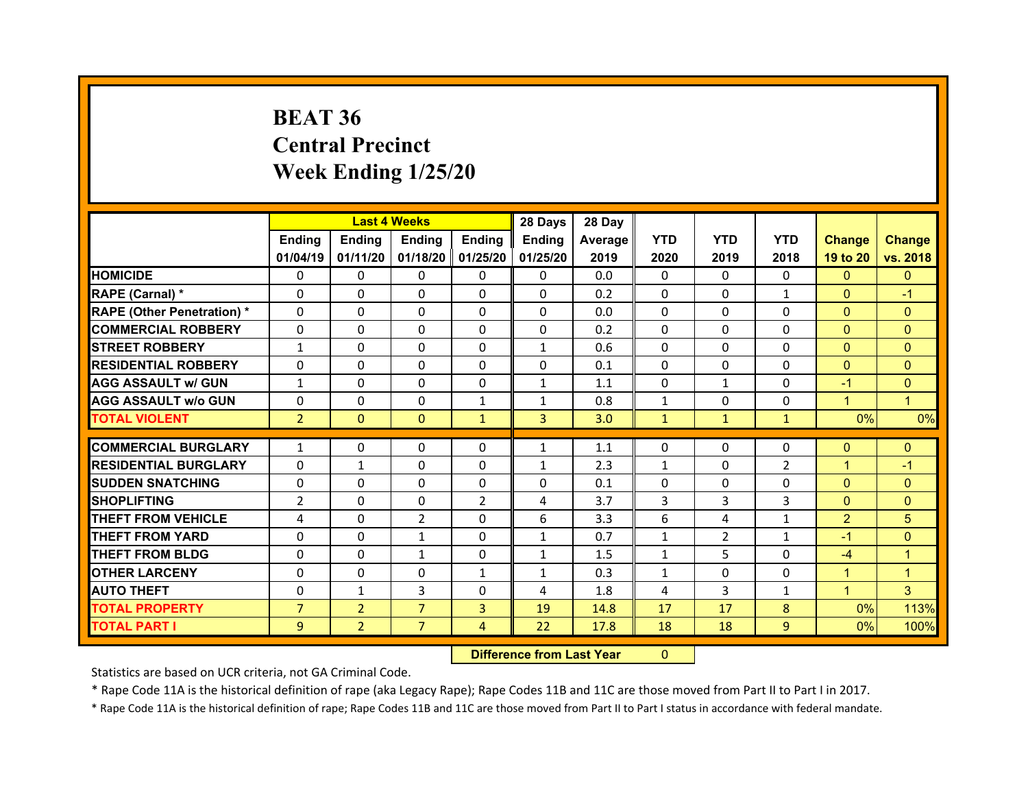# BEAT 36
# Central Precinct
# Week Ending 1/25/20

| | Last 4 Weeks | | | | 28 Days | 28 Day | | | | | |
|---|---|---|---|---|---|---|---|---|---|---|---|
| | Ending 01/04/19 | Ending 01/11/20 | Ending 01/18/20 | Ending 01/25/20 | Ending 01/25/20 | Average 2019 | YTD 2020 | YTD 2019 | YTD 2018 | Change 19 to 20 | Change vs. 2018 |
| HOMICIDE | 0 | 0 | 0 | 0 | 0 | 0.0 | 0 | 0 | 0 | 0 | 0 |
| RAPE (Carnal) * | 0 | 0 | 0 | 0 | 0 | 0.2 | 0 | 0 | 1 | 0 | -1 |
| RAPE (Other Penetration) * | 0 | 0 | 0 | 0 | 0 | 0.0 | 0 | 0 | 0 | 0 | 0 |
| COMMERCIAL ROBBERY | 0 | 0 | 0 | 0 | 0 | 0.2 | 0 | 0 | 0 | 0 | 0 |
| STREET ROBBERY | 1 | 0 | 0 | 0 | 1 | 0.6 | 0 | 0 | 0 | 0 | 0 |
| RESIDENTIAL ROBBERY | 0 | 0 | 0 | 0 | 0 | 0.1 | 0 | 0 | 0 | 0 | 0 |
| AGG ASSAULT w/ GUN | 1 | 0 | 0 | 0 | 1 | 1.1 | 0 | 1 | 0 | -1 | 0 |
| AGG ASSAULT w/o GUN | 0 | 0 | 0 | 1 | 1 | 0.8 | 1 | 0 | 0 | 1 | 1 |
| TOTAL VIOLENT | 2 | 0 | 0 | 1 | 3 | 3.0 | 1 | 1 | 1 | 0% | 0% |
| COMMERCIAL BURGLARY | 1 | 0 | 0 | 0 | 1 | 1.1 | 0 | 0 | 0 | 0 | 0 |
| RESIDENTIAL BURGLARY | 0 | 1 | 0 | 0 | 1 | 2.3 | 1 | 0 | 2 | 1 | -1 |
| SUDDEN SNATCHING | 0 | 0 | 0 | 0 | 0 | 0.1 | 0 | 0 | 0 | 0 | 0 |
| SHOPLIFTING | 2 | 0 | 0 | 2 | 4 | 3.7 | 3 | 3 | 3 | 0 | 0 |
| THEFT FROM VEHICLE | 4 | 0 | 2 | 0 | 6 | 3.3 | 6 | 4 | 1 | 2 | 5 |
| THEFT FROM YARD | 0 | 0 | 1 | 0 | 1 | 0.7 | 1 | 2 | 1 | -1 | 0 |
| THEFT FROM BLDG | 0 | 0 | 1 | 0 | 1 | 1.5 | 1 | 5 | 0 | -4 | 1 |
| OTHER LARCENY | 0 | 0 | 0 | 1 | 1 | 0.3 | 1 | 0 | 0 | 1 | 1 |
| AUTO THEFT | 0 | 1 | 3 | 0 | 4 | 1.8 | 4 | 3 | 1 | 1 | 3 |
| TOTAL PROPERTY | 7 | 2 | 7 | 3 | 19 | 14.8 | 17 | 17 | 8 | 0% | 113% |
| TOTAL PART I | 9 | 2 | 7 | 4 | 22 | 17.8 | 18 | 18 | 9 | 0% | 100% |

**Difference from Last Year** 0

Statistics are based on UCR criteria, not GA Criminal Code.

* Rape Code 11A is the historical definition of rape (aka Legacy Rape); Rape Codes 11B and 11C are those moved from Part II to Part I in 2017.

* Rape Code 11A is the historical definition of rape; Rape Codes 11B and 11C are those moved from Part II to Part I status in accordance with federal mandate.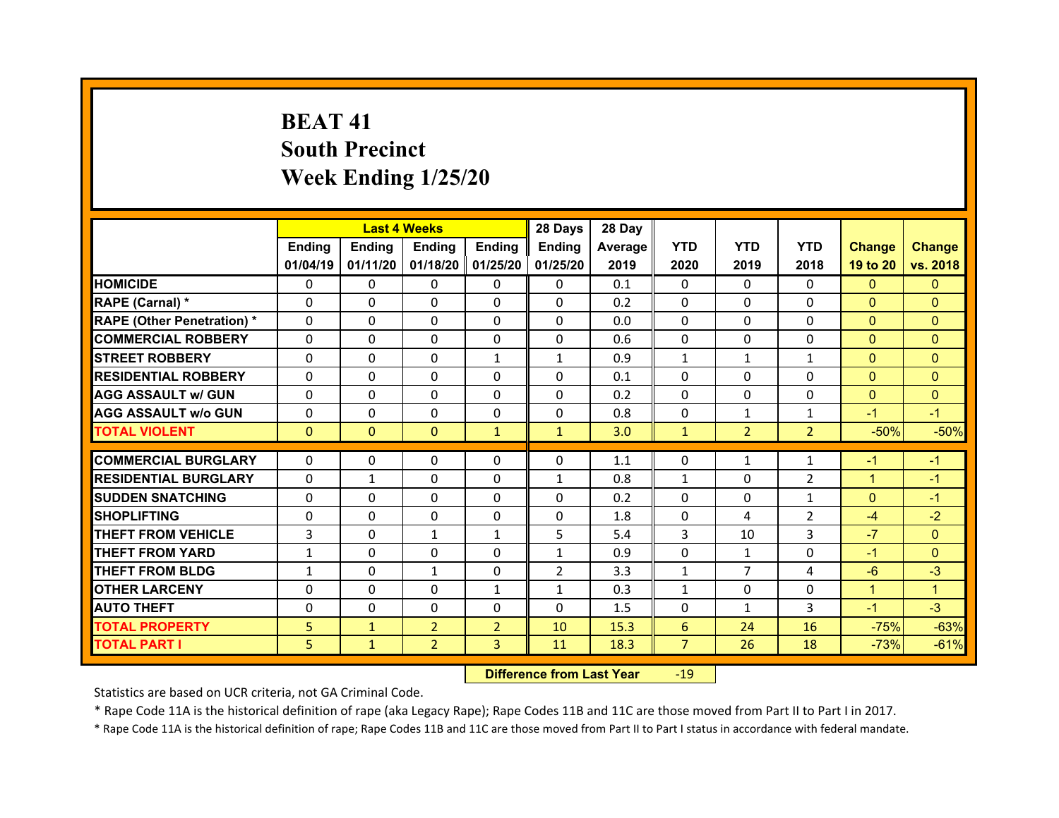# BEAT 41
## South Precinct
## Week Ending 1/25/20

| | Last 4 Weeks | | | | 28 Days | 28 Day | | | | | |
|---|---|---|---|---|---|---|---|---|---|---|---|
| | Ending 01/04/19 | Ending 01/11/20 | Ending 01/18/20 | Ending 01/25/20 | Ending 01/25/20 | Average 2019 | YTD 2020 | YTD 2019 | YTD 2018 | Change 19 to 20 | Change vs. 2018 |
| HOMICIDE | 0 | 0 | 0 | 0 | 0 | 0.1 | 0 | 0 | 0 | 0 | 0 |
| RAPE (Carnal) * | 0 | 0 | 0 | 0 | 0 | 0.2 | 0 | 0 | 0 | 0 | 0 |
| RAPE (Other Penetration) * | 0 | 0 | 0 | 0 | 0 | 0.0 | 0 | 0 | 0 | 0 | 0 |
| COMMERCIAL ROBBERY | 0 | 0 | 0 | 0 | 0 | 0.6 | 0 | 0 | 0 | 0 | 0 |
| STREET ROBBERY | 0 | 0 | 0 | 1 | 1 | 0.9 | 1 | 1 | 1 | 0 | 0 |
| RESIDENTIAL ROBBERY | 0 | 0 | 0 | 0 | 0 | 0.1 | 0 | 0 | 0 | 0 | 0 |
| AGG ASSAULT w/ GUN | 0 | 0 | 0 | 0 | 0 | 0.2 | 0 | 0 | 0 | 0 | 0 |
| AGG ASSAULT w/o GUN | 0 | 0 | 0 | 0 | 0 | 0.8 | 0 | 1 | 1 | -1 | -1 |
| TOTAL VIOLENT | 0 | 0 | 0 | 1 | 1 | 3.0 | 1 | 2 | 2 | -50% | -50% |
| COMMERCIAL BURGLARY | 0 | 0 | 0 | 0 | 0 | 1.1 | 0 | 1 | 1 | -1 | -1 |
| RESIDENTIAL BURGLARY | 0 | 1 | 0 | 0 | 1 | 0.8 | 1 | 0 | 2 | 1 | -1 |
| SUDDEN SNATCHING | 0 | 0 | 0 | 0 | 0 | 0.2 | 0 | 0 | 1 | 0 | -1 |
| SHOPLIFTING | 0 | 0 | 0 | 0 | 0 | 1.8 | 0 | 4 | 2 | -4 | -2 |
| THEFT FROM VEHICLE | 3 | 0 | 1 | 1 | 5 | 5.4 | 3 | 10 | 3 | -7 | 0 |
| THEFT FROM YARD | 1 | 0 | 0 | 0 | 1 | 0.9 | 0 | 1 | 0 | -1 | 0 |
| THEFT FROM BLDG | 1 | 0 | 1 | 0 | 2 | 3.3 | 1 | 7 | 4 | -6 | -3 |
| OTHER LARCENY | 0 | 0 | 0 | 1 | 1 | 0.3 | 1 | 0 | 0 | 1 | 1 |
| AUTO THEFT | 0 | 0 | 0 | 0 | 0 | 1.5 | 0 | 1 | 3 | -1 | -3 |
| TOTAL PROPERTY | 5 | 1 | 2 | 2 | 10 | 15.3 | 6 | 24 | 16 | -75% | -63% |
| TOTAL PART I | 5 | 1 | 2 | 3 | 11 | 18.3 | 7 | 26 | 18 | -73% | -61% |

**Difference from Last Year** -19

Statistics are based on UCR criteria, not GA Criminal Code.

* Rape Code 11A is the historical definition of rape (aka Legacy Rape); Rape Codes 11B and 11C are those moved from Part II to Part I in 2017.

* Rape Code 11A is the historical definition of rape; Rape Codes 11B and 11C are those moved from Part II to Part I status in accordance with federal mandate.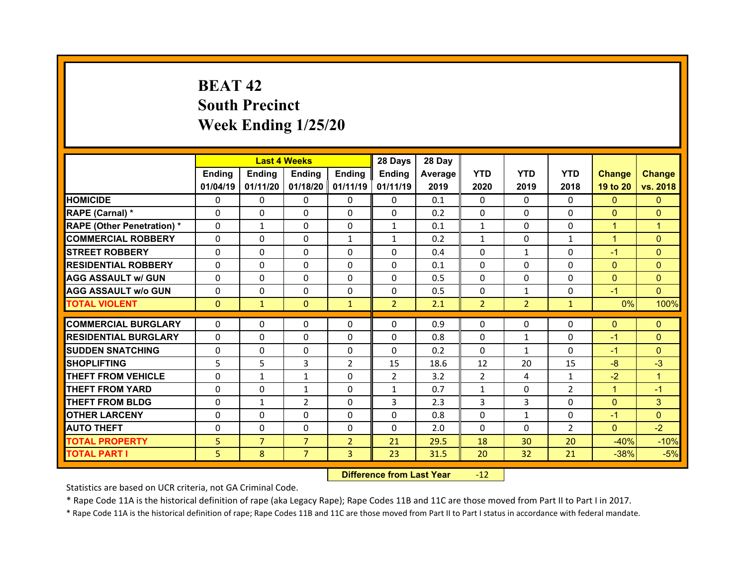# BEAT 42
## South Precinct
## Week Ending 1/25/20

| | Last 4 Weeks | | | | 28 Days | 28 Day | | | | | |
|---|---|---|---|---|---|---|---|---|---|---|---|
| | Ending 01/04/19 | Ending 01/11/20 | Ending 01/18/20 | Ending 01/11/19 | Ending 01/11/19 | Average 2019 | YTD 2020 | YTD 2019 | YTD 2018 | Change 19 to 20 | Change vs. 2018 |
| HOMICIDE | 0 | 0 | 0 | 0 | 0 | 0.1 | 0 | 0 | 0 | 0 | 0 |
| RAPE (Carnal) * | 0 | 0 | 0 | 0 | 0 | 0.2 | 0 | 0 | 0 | 0 | 0 |
| RAPE (Other Penetration) * | 0 | 1 | 0 | 0 | 1 | 0.1 | 1 | 0 | 0 | 1 | 1 |
| COMMERCIAL ROBBERY | 0 | 0 | 0 | 1 | 1 | 0.2 | 1 | 0 | 1 | 1 | 0 |
| STREET ROBBERY | 0 | 0 | 0 | 0 | 0 | 0.4 | 0 | 1 | 0 | -1 | 0 |
| RESIDENTIAL ROBBERY | 0 | 0 | 0 | 0 | 0 | 0.1 | 0 | 0 | 0 | 0 | 0 |
| AGG ASSAULT w/ GUN | 0 | 0 | 0 | 0 | 0 | 0.5 | 0 | 0 | 0 | 0 | 0 |
| AGG ASSAULT w/o GUN | 0 | 0 | 0 | 0 | 0 | 0.5 | 0 | 1 | 0 | -1 | 0 |
| TOTAL VIOLENT | 0 | 1 | 0 | 1 | 2 | 2.1 | 2 | 2 | 1 | 0% | 100% |
| COMMERCIAL BURGLARY | 0 | 0 | 0 | 0 | 0 | 0.9 | 0 | 0 | 0 | 0 | 0 |
| RESIDENTIAL BURGLARY | 0 | 0 | 0 | 0 | 0 | 0.8 | 0 | 1 | 0 | -1 | 0 |
| SUDDEN SNATCHING | 0 | 0 | 0 | 0 | 0 | 0.2 | 0 | 1 | 0 | -1 | 0 |
| SHOPLIFTING | 5 | 5 | 3 | 2 | 15 | 18.6 | 12 | 20 | 15 | -8 | -3 |
| THEFT FROM VEHICLE | 0 | 1 | 1 | 0 | 2 | 3.2 | 2 | 4 | 1 | -2 | 1 |
| THEFT FROM YARD | 0 | 0 | 1 | 0 | 1 | 0.7 | 1 | 0 | 2 | 1 | -1 |
| THEFT FROM BLDG | 0 | 1 | 2 | 0 | 3 | 2.3 | 3 | 3 | 0 | 0 | 3 |
| OTHER LARCENY | 0 | 0 | 0 | 0 | 0 | 0.8 | 0 | 1 | 0 | -1 | 0 |
| AUTO THEFT | 0 | 0 | 0 | 0 | 0 | 2.0 | 0 | 0 | 2 | 0 | -2 |
| TOTAL PROPERTY | 5 | 7 | 7 | 2 | 21 | 29.5 | 18 | 30 | 20 | -40% | -10% |
| TOTAL PART I | 5 | 8 | 7 | 3 | 23 | 31.5 | 20 | 32 | 21 | -38% | -5% |

**Difference from Last Year** -12

Statistics are based on UCR criteria, not GA Criminal Code.

* Rape Code 11A is the historical definition of rape (aka Legacy Rape); Rape Codes 11B and 11C are those moved from Part II to Part I in 2017.

* Rape Code 11A is the historical definition of rape; Rape Codes 11B and 11C are those moved from Part II to Part I status in accordance with federal mandate.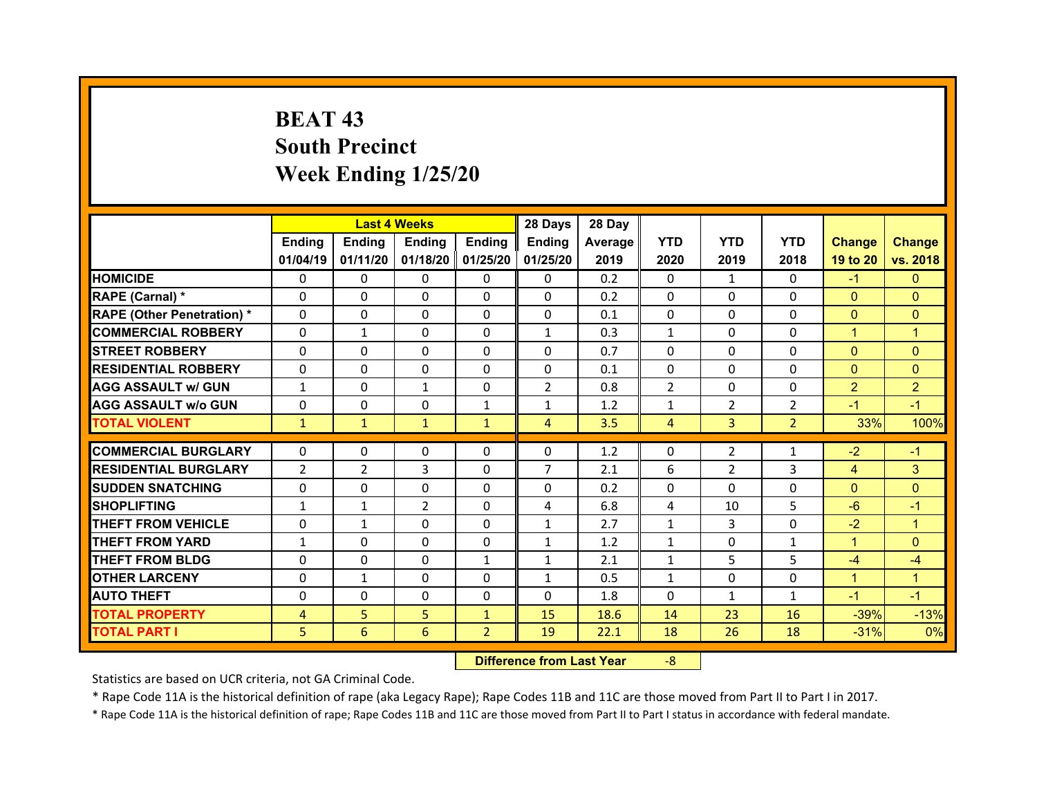# BEAT 43
## South Precinct
## Week Ending 1/25/20

| | Last 4 Weeks | | | | 28 Days | 28 Day | | | | | |
|---|---|---|---|---|---|---|---|---|---|---|---|
| | Ending 01/04/19 | Ending 01/11/20 | Ending 01/18/20 | Ending 01/25/20 | Ending 01/25/20 | Average 2019 | YTD 2020 | YTD 2019 | YTD 2018 | Change 19 to 20 | Change vs. 2018 |
| HOMICIDE | 0 | 0 | 0 | 0 | 0 | 0.2 | 0 | 1 | 0 | -1 | 0 |
| RAPE (Carnal) * | 0 | 0 | 0 | 0 | 0 | 0.2 | 0 | 0 | 0 | 0 | 0 |
| RAPE (Other Penetration) * | 0 | 0 | 0 | 0 | 0 | 0.1 | 0 | 0 | 0 | 0 | 0 |
| COMMERCIAL ROBBERY | 0 | 1 | 0 | 0 | 1 | 0.3 | 1 | 0 | 0 | 1 | 1 |
| STREET ROBBERY | 0 | 0 | 0 | 0 | 0 | 0.7 | 0 | 0 | 0 | 0 | 0 |
| RESIDENTIAL ROBBERY | 0 | 0 | 0 | 0 | 0 | 0.1 | 0 | 0 | 0 | 0 | 0 |
| AGG ASSAULT w/ GUN | 1 | 0 | 1 | 0 | 2 | 0.8 | 2 | 0 | 0 | 2 | 2 |
| AGG ASSAULT w/o GUN | 0 | 0 | 0 | 1 | 1 | 1.2 | 1 | 2 | 2 | -1 | -1 |
| TOTAL VIOLENT | 1 | 1 | 1 | 1 | 4 | 3.5 | 4 | 3 | 2 | 33% | 100% |
| COMMERCIAL BURGLARY | 0 | 0 | 0 | 0 | 0 | 1.2 | 0 | 2 | 1 | -2 | -1 |
| RESIDENTIAL BURGLARY | 2 | 2 | 3 | 0 | 7 | 2.1 | 6 | 2 | 3 | 4 | 3 |
| SUDDEN SNATCHING | 0 | 0 | 0 | 0 | 0 | 0.2 | 0 | 0 | 0 | 0 | 0 |
| SHOPLIFTING | 1 | 1 | 2 | 0 | 4 | 6.8 | 4 | 10 | 5 | -6 | -1 |
| THEFT FROM VEHICLE | 0 | 1 | 0 | 0 | 1 | 2.7 | 1 | 3 | 0 | -2 | 1 |
| THEFT FROM YARD | 1 | 0 | 0 | 0 | 1 | 1.2 | 1 | 0 | 1 | 1 | 0 |
| THEFT FROM BLDG | 0 | 0 | 0 | 1 | 1 | 2.1 | 1 | 5 | 5 | -4 | -4 |
| OTHER LARCENY | 0 | 1 | 0 | 0 | 1 | 0.5 | 1 | 0 | 0 | 1 | 1 |
| AUTO THEFT | 0 | 0 | 0 | 0 | 0 | 1.8 | 0 | 1 | 1 | -1 | -1 |
| TOTAL PROPERTY | 4 | 5 | 5 | 1 | 15 | 18.6 | 14 | 23 | 16 | -39% | -13% |
| TOTAL PART I | 5 | 6 | 6 | 2 | 19 | 22.1 | 18 | 26 | 18 | -31% | 0% |

**Difference from Last Year** -8

Statistics are based on UCR criteria, not GA Criminal Code.

* Rape Code 11A is the historical definition of rape (aka Legacy Rape); Rape Codes 11B and 11C are those moved from Part II to Part I in 2017.

* Rape Code 11A is the historical definition of rape; Rape Codes 11B and 11C are those moved from Part II to Part I status in accordance with federal mandate.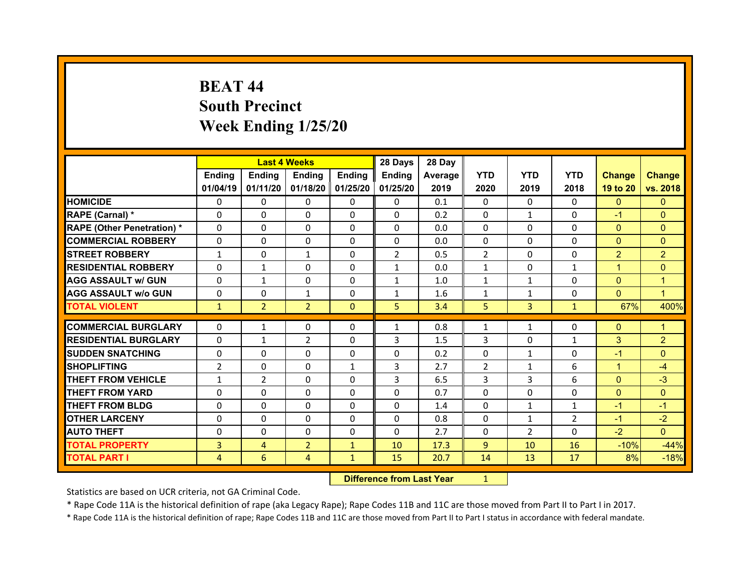# BEAT 44
## South Precinct
## Week Ending 1/25/20

| | Last 4 Weeks | | | | 28 Days | 28 Day | | | | | |
|---|---|---|---|---|---|---|---|---|---|---|---|
| | Ending 01/04/19 | Ending 01/11/20 | Ending 01/18/20 | Ending 01/25/20 | Ending 01/25/20 | Average 2019 | YTD 2020 | YTD 2019 | YTD 2018 | Change 19 to 20 | Change vs. 2018 |
| HOMICIDE | 0 | 0 | 0 | 0 | 0 | 0.1 | 0 | 0 | 0 | 0 | 0 |
| RAPE (Carnal) * | 0 | 0 | 0 | 0 | 0 | 0.2 | 0 | 1 | 0 | -1 | 0 |
| RAPE (Other Penetration) * | 0 | 0 | 0 | 0 | 0 | 0.0 | 0 | 0 | 0 | 0 | 0 |
| COMMERCIAL ROBBERY | 0 | 0 | 0 | 0 | 0 | 0.0 | 0 | 0 | 0 | 0 | 0 |
| STREET ROBBERY | 1 | 0 | 1 | 0 | 2 | 0.5 | 2 | 0 | 0 | 2 | 2 |
| RESIDENTIAL ROBBERY | 0 | 1 | 0 | 0 | 1 | 0.0 | 1 | 0 | 1 | 1 | 0 |
| AGG ASSAULT w/ GUN | 0 | 1 | 0 | 0 | 1 | 1.0 | 1 | 1 | 0 | 0 | 1 |
| AGG ASSAULT w/o GUN | 0 | 0 | 1 | 0 | 1 | 1.6 | 1 | 1 | 0 | 0 | 1 |
| TOTAL VIOLENT | 1 | 2 | 2 | 0 | 5 | 3.4 | 5 | 3 | 1 | 67% | 400% |
| COMMERCIAL BURGLARY | 0 | 1 | 0 | 0 | 1 | 0.8 | 1 | 1 | 0 | 0 | 1 |
| RESIDENTIAL BURGLARY | 0 | 1 | 2 | 0 | 3 | 1.5 | 3 | 0 | 1 | 3 | 2 |
| SUDDEN SNATCHING | 0 | 0 | 0 | 0 | 0 | 0.2 | 0 | 1 | 0 | -1 | 0 |
| SHOPLIFTING | 2 | 0 | 0 | 1 | 3 | 2.7 | 2 | 1 | 6 | 1 | -4 |
| THEFT FROM VEHICLE | 1 | 2 | 0 | 0 | 3 | 6.5 | 3 | 3 | 6 | 0 | -3 |
| THEFT FROM YARD | 0 | 0 | 0 | 0 | 0 | 0.7 | 0 | 0 | 0 | 0 | 0 |
| THEFT FROM BLDG | 0 | 0 | 0 | 0 | 0 | 1.4 | 0 | 1 | 1 | -1 | -1 |
| OTHER LARCENY | 0 | 0 | 0 | 0 | 0 | 0.8 | 0 | 1 | 2 | -1 | -2 |
| AUTO THEFT | 0 | 0 | 0 | 0 | 0 | 2.7 | 0 | 2 | 0 | -2 | 0 |
| TOTAL PROPERTY | 3 | 4 | 2 | 1 | 10 | 17.3 | 9 | 10 | 16 | -10% | -44% |
| TOTAL PART I | 4 | 6 | 4 | 1 | 15 | 20.7 | 14 | 13 | 17 | 8% | -18% |

**Difference from Last Year** 1

Statistics are based on UCR criteria, not GA Criminal Code.

* Rape Code 11A is the historical definition of rape (aka Legacy Rape); Rape Codes 11B and 11C are those moved from Part II to Part I in 2017.

* Rape Code 11A is the historical definition of rape; Rape Codes 11B and 11C are those moved from Part II to Part I status in accordance with federal mandate.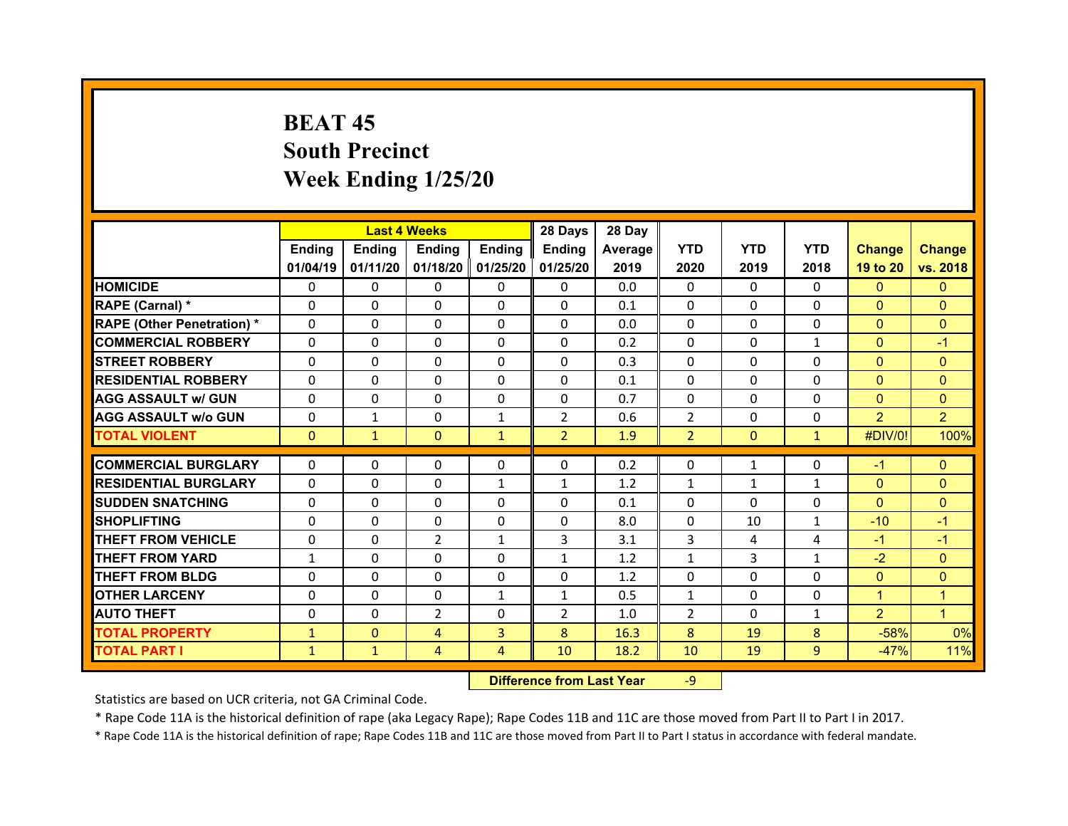# BEAT 45
## South Precinct
## Week Ending 1/25/20

| | Last 4 Weeks | | | | 28 Days | 28 Day | | | | | |
|---|---|---|---|---|---|---|---|---|---|---|---|
| | Ending 01/04/19 | Ending 01/11/20 | Ending 01/18/20 | Ending 01/25/20 | Ending 01/25/20 | Average 2019 | YTD 2020 | YTD 2019 | YTD 2018 | Change 19 to 20 | Change vs. 2018 |
| HOMICIDE | 0 | 0 | 0 | 0 | 0 | 0.0 | 0 | 0 | 0 | 0 | 0 |
| RAPE (Carnal) * | 0 | 0 | 0 | 0 | 0 | 0.1 | 0 | 0 | 0 | 0 | 0 |
| RAPE (Other Penetration) * | 0 | 0 | 0 | 0 | 0 | 0.0 | 0 | 0 | 0 | 0 | 0 |
| COMMERCIAL ROBBERY | 0 | 0 | 0 | 0 | 0 | 0.2 | 0 | 0 | 1 | 0 | -1 |
| STREET ROBBERY | 0 | 0 | 0 | 0 | 0 | 0.3 | 0 | 0 | 0 | 0 | 0 |
| RESIDENTIAL ROBBERY | 0 | 0 | 0 | 0 | 0 | 0.1 | 0 | 0 | 0 | 0 | 0 |
| AGG ASSAULT w/ GUN | 0 | 0 | 0 | 0 | 0 | 0.7 | 0 | 0 | 0 | 0 | 0 |
| AGG ASSAULT w/o GUN | 0 | 1 | 0 | 1 | 2 | 0.6 | 2 | 0 | 0 | 2 | 2 |
| TOTAL VIOLENT | 0 | 1 | 0 | 1 | 2 | 1.9 | 2 | 0 | 1 | #DIV/0! | 100% |
| COMMERCIAL BURGLARY | 0 | 0 | 0 | 0 | 0 | 0.2 | 0 | 1 | 0 | -1 | 0 |
| RESIDENTIAL BURGLARY | 0 | 0 | 0 | 1 | 1 | 1.2 | 1 | 1 | 1 | 0 | 0 |
| SUDDEN SNATCHING | 0 | 0 | 0 | 0 | 0 | 0.1 | 0 | 0 | 0 | 0 | 0 |
| SHOPLIFTING | 0 | 0 | 0 | 0 | 0 | 8.0 | 0 | 10 | 1 | -10 | -1 |
| THEFT FROM VEHICLE | 0 | 0 | 2 | 1 | 3 | 3.1 | 3 | 4 | 4 | -1 | -1 |
| THEFT FROM YARD | 1 | 0 | 0 | 0 | 1 | 1.2 | 1 | 3 | 1 | -2 | 0 |
| THEFT FROM BLDG | 0 | 0 | 0 | 0 | 0 | 1.2 | 0 | 0 | 0 | 0 | 0 |
| OTHER LARCENY | 0 | 0 | 0 | 1 | 1 | 0.5 | 1 | 0 | 0 | 1 | 1 |
| AUTO THEFT | 0 | 0 | 2 | 0 | 2 | 1.0 | 2 | 0 | 1 | 2 | 1 |
| TOTAL PROPERTY | 1 | 0 | 4 | 3 | 8 | 16.3 | 8 | 19 | 8 | -58% | 0% |
| TOTAL PART I | 1 | 1 | 4 | 4 | 10 | 18.2 | 10 | 19 | 9 | -47% | 11% |

**Difference from Last Year** -9

Statistics are based on UCR criteria, not GA Criminal Code.

* Rape Code 11A is the historical definition of rape (aka Legacy Rape); Rape Codes 11B and 11C are those moved from Part II to Part I in 2017.

* Rape Code 11A is the historical definition of rape; Rape Codes 11B and 11C are those moved from Part II to Part I status in accordance with federal mandate.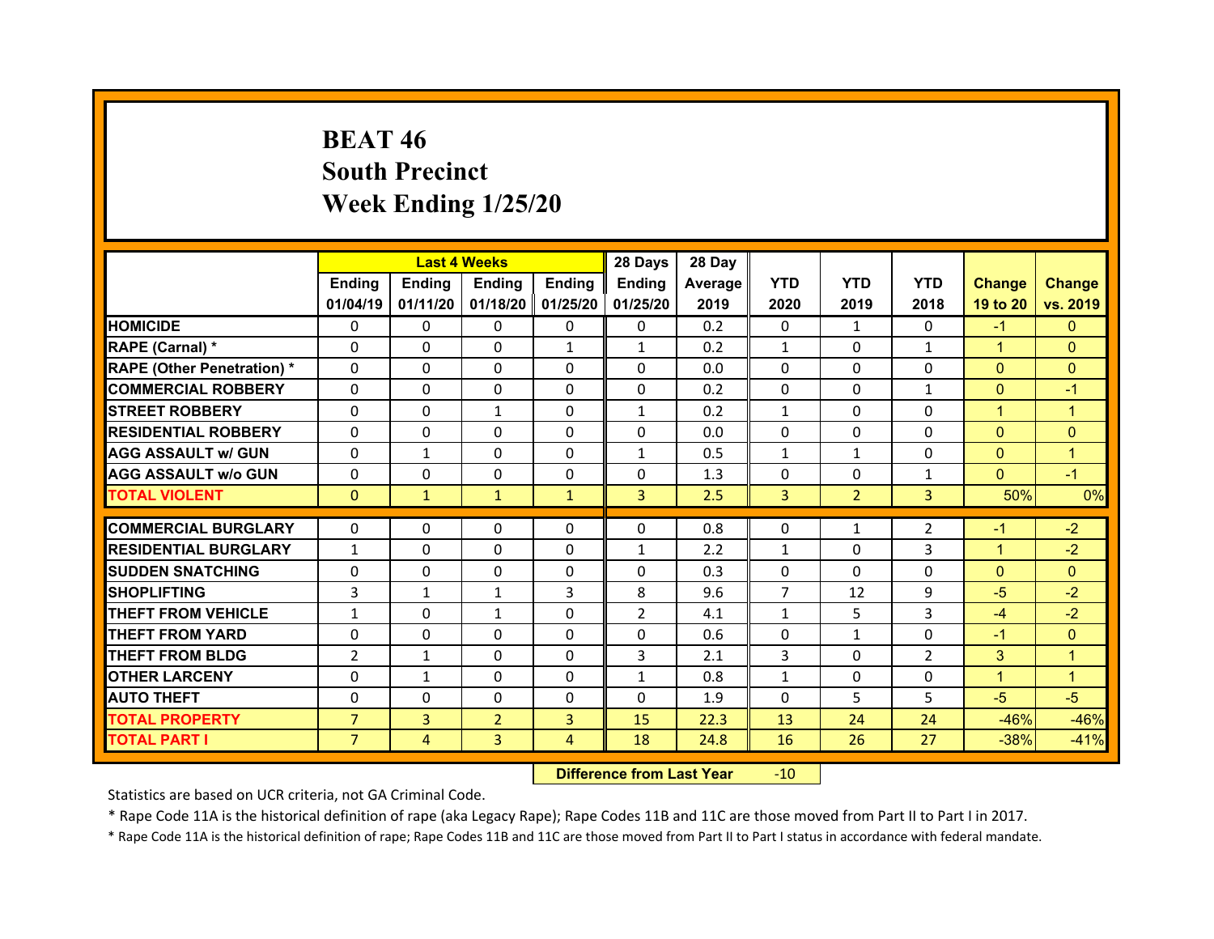# BEAT 46
## South Precinct
## Week Ending 1/25/20

| | Last 4 Weeks | | | | 28 Days | 28 Day | | | | | |
|---|---|---|---|---|---|---|---|---|---|---|---|
| | Ending 01/04/19 | Ending 01/11/20 | Ending 01/18/20 | Ending 01/25/20 | Ending 01/25/20 | Average 2019 | YTD 2020 | YTD 2019 | YTD 2018 | Change 19 to 20 | Change vs. 2019 |
| HOMICIDE | 0 | 0 | 0 | 0 | 0 | 0.2 | 0 | 1 | 0 | -1 | 0 |
| RAPE (Carnal) * | 0 | 0 | 0 | 1 | 1 | 0.2 | 1 | 0 | 1 | 1 | 0 |
| RAPE (Other Penetration) * | 0 | 0 | 0 | 0 | 0 | 0.0 | 0 | 0 | 0 | 0 | 0 |
| COMMERCIAL ROBBERY | 0 | 0 | 0 | 0 | 0 | 0.2 | 0 | 0 | 1 | 0 | -1 |
| STREET ROBBERY | 0 | 0 | 1 | 0 | 1 | 0.2 | 1 | 0 | 0 | 1 | 1 |
| RESIDENTIAL ROBBERY | 0 | 0 | 0 | 0 | 0 | 0.0 | 0 | 0 | 0 | 0 | 0 |
| AGG ASSAULT w/ GUN | 0 | 1 | 0 | 0 | 1 | 0.5 | 1 | 1 | 0 | 0 | 1 |
| AGG ASSAULT w/o GUN | 0 | 0 | 0 | 0 | 0 | 1.3 | 0 | 0 | 1 | 0 | -1 |
| TOTAL VIOLENT | 0 | 1 | 1 | 1 | 3 | 2.5 | 3 | 2 | 3 | 50% | 0% |
| COMMERCIAL BURGLARY | 0 | 0 | 0 | 0 | 0 | 0.8 | 0 | 1 | 2 | -1 | -2 |
| RESIDENTIAL BURGLARY | 1 | 0 | 0 | 0 | 1 | 2.2 | 1 | 0 | 3 | 1 | -2 |
| SUDDEN SNATCHING | 0 | 0 | 0 | 0 | 0 | 0.3 | 0 | 0 | 0 | 0 | 0 |
| SHOPLIFTING | 3 | 1 | 1 | 3 | 8 | 9.6 | 7 | 12 | 9 | -5 | -2 |
| THEFT FROM VEHICLE | 1 | 0 | 1 | 0 | 2 | 4.1 | 1 | 5 | 3 | -4 | -2 |
| THEFT FROM YARD | 0 | 0 | 0 | 0 | 0 | 0.6 | 0 | 1 | 0 | -1 | 0 |
| THEFT FROM BLDG | 2 | 1 | 0 | 0 | 3 | 2.1 | 3 | 0 | 2 | 3 | 1 |
| OTHER LARCENY | 0 | 1 | 0 | 0 | 1 | 0.8 | 1 | 0 | 0 | 1 | 1 |
| AUTO THEFT | 0 | 0 | 0 | 0 | 0 | 1.9 | 0 | 5 | 5 | -5 | -5 |
| TOTAL PROPERTY | 7 | 3 | 2 | 3 | 15 | 22.3 | 13 | 24 | 24 | -46% | -46% |
| TOTAL PART I | 7 | 4 | 3 | 4 | 18 | 24.8 | 16 | 26 | 27 | -38% | -41% |

**Difference from Last Year** -10

Statistics are based on UCR criteria, not GA Criminal Code.

* Rape Code 11A is the historical definition of rape (aka Legacy Rape); Rape Codes 11B and 11C are those moved from Part II to Part I in 2017.

* Rape Code 11A is the historical definition of rape; Rape Codes 11B and 11C are those moved from Part II to Part I status in accordance with federal mandate.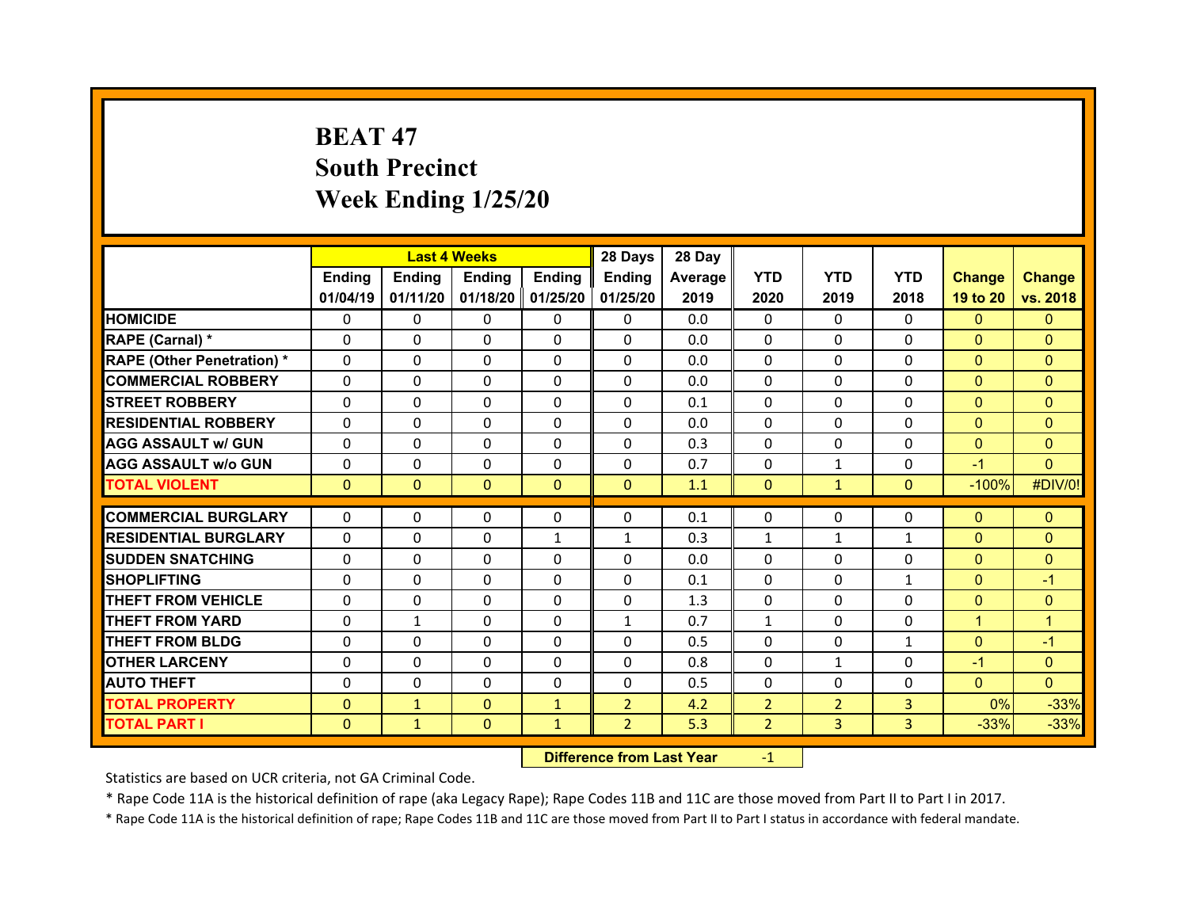# BEAT 47
## South Precinct
## Week Ending 1/25/20

| | Last 4 Weeks | | | | 28 Days | 28 Day | | | | | |
|---|---|---|---|---|---|---|---|---|---|---|---|
| | Ending 01/04/19 | Ending 01/11/20 | Ending 01/18/20 | Ending 01/25/20 | Ending 01/25/20 | Average 2019 | YTD 2020 | YTD 2019 | YTD 2018 | Change 19 to 20 | Change vs. 2018 |
| HOMICIDE | 0 | 0 | 0 | 0 | 0 | 0.0 | 0 | 0 | 0 | 0 | 0 |
| RAPE (Carnal) * | 0 | 0 | 0 | 0 | 0 | 0.0 | 0 | 0 | 0 | 0 | 0 |
| RAPE (Other Penetration) * | 0 | 0 | 0 | 0 | 0 | 0.0 | 0 | 0 | 0 | 0 | 0 |
| COMMERCIAL ROBBERY | 0 | 0 | 0 | 0 | 0 | 0.0 | 0 | 0 | 0 | 0 | 0 |
| STREET ROBBERY | 0 | 0 | 0 | 0 | 0 | 0.1 | 0 | 0 | 0 | 0 | 0 |
| RESIDENTIAL ROBBERY | 0 | 0 | 0 | 0 | 0 | 0.0 | 0 | 0 | 0 | 0 | 0 |
| AGG ASSAULT w/ GUN | 0 | 0 | 0 | 0 | 0 | 0.3 | 0 | 0 | 0 | 0 | 0 |
| AGG ASSAULT w/o GUN | 0 | 0 | 0 | 0 | 0 | 0.7 | 0 | 1 | 0 | -1 | 0 |
| TOTAL VIOLENT | 0 | 0 | 0 | 0 | 0 | 1.1 | 0 | 1 | 0 | -100% | #DIV/0! |
| COMMERCIAL BURGLARY | 0 | 0 | 0 | 0 | 0 | 0.1 | 0 | 0 | 0 | 0 | 0 |
| RESIDENTIAL BURGLARY | 0 | 0 | 0 | 1 | 1 | 0.3 | 1 | 1 | 1 | 0 | 0 |
| SUDDEN SNATCHING | 0 | 0 | 0 | 0 | 0 | 0.0 | 0 | 0 | 0 | 0 | 0 |
| SHOPLIFTING | 0 | 0 | 0 | 0 | 0 | 0.1 | 0 | 0 | 1 | 0 | -1 |
| THEFT FROM VEHICLE | 0 | 0 | 0 | 0 | 0 | 1.3 | 0 | 0 | 0 | 0 | 0 |
| THEFT FROM YARD | 0 | 1 | 0 | 0 | 1 | 0.7 | 1 | 0 | 0 | 1 | 1 |
| THEFT FROM BLDG | 0 | 0 | 0 | 0 | 0 | 0.5 | 0 | 0 | 1 | 0 | -1 |
| OTHER LARCENY | 0 | 0 | 0 | 0 | 0 | 0.8 | 0 | 1 | 0 | -1 | 0 |
| AUTO THEFT | 0 | 0 | 0 | 0 | 0 | 0.5 | 0 | 0 | 0 | 0 | 0 |
| TOTAL PROPERTY | 0 | 1 | 0 | 1 | 2 | 4.2 | 2 | 2 | 3 | 0% | -33% |
| TOTAL PART I | 0 | 1 | 0 | 1 | 2 | 5.3 | 2 | 3 | 3 | -33% | -33% |

**Difference from Last Year** -1

Statistics are based on UCR criteria, not GA Criminal Code.

* Rape Code 11A is the historical definition of rape (aka Legacy Rape); Rape Codes 11B and 11C are those moved from Part II to Part I in 2017.

* Rape Code 11A is the historical definition of rape; Rape Codes 11B and 11C are those moved from Part II to Part I status in accordance with federal mandate.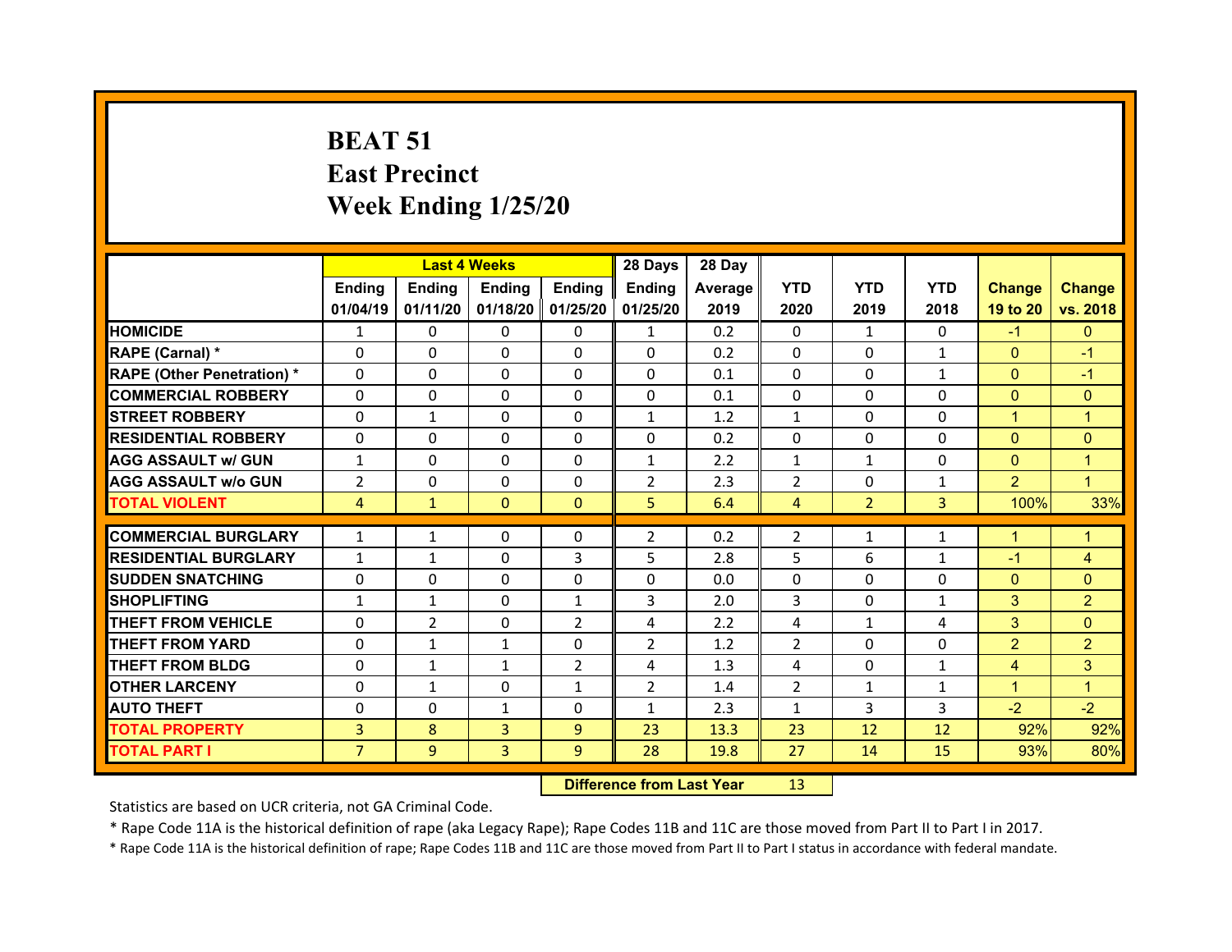# BEAT 51
# East Precinct
# Week Ending 1/25/20

| | Last 4 Weeks | | | | 28 Days | 28 Day | | | | | |
|---|---|---|---|---|---|---|---|---|---|---|---|
| | Ending 01/04/19 | Ending 01/11/20 | Ending 01/18/20 | Ending 01/25/20 | Ending 01/25/20 | Average 2019 | YTD 2020 | YTD 2019 | YTD 2018 | Change 19 to 20 | Change vs. 2018 |
| HOMICIDE | 1 | 0 | 0 | 0 | 1 | 0.2 | 0 | 1 | 0 | -1 | 0 |
| RAPE (Carnal) * | 0 | 0 | 0 | 0 | 0 | 0.2 | 0 | 0 | 1 | 0 | -1 |
| RAPE (Other Penetration) * | 0 | 0 | 0 | 0 | 0 | 0.1 | 0 | 0 | 1 | 0 | -1 |
| COMMERCIAL ROBBERY | 0 | 0 | 0 | 0 | 0 | 0.1 | 0 | 0 | 0 | 0 | 0 |
| STREET ROBBERY | 0 | 1 | 0 | 0 | 1 | 1.2 | 1 | 0 | 0 | 1 | 1 |
| RESIDENTIAL ROBBERY | 0 | 0 | 0 | 0 | 0 | 0.2 | 0 | 0 | 0 | 0 | 0 |
| AGG ASSAULT w/ GUN | 1 | 0 | 0 | 0 | 1 | 2.2 | 1 | 1 | 0 | 0 | 1 |
| AGG ASSAULT w/o GUN | 2 | 0 | 0 | 0 | 2 | 2.3 | 2 | 0 | 1 | 2 | 1 |
| TOTAL VIOLENT | 4 | 1 | 0 | 0 | 5 | 6.4 | 4 | 2 | 3 | 100% | 33% |
| COMMERCIAL BURGLARY | 1 | 1 | 0 | 0 | 2 | 0.2 | 2 | 1 | 1 | 1 | 1 |
| RESIDENTIAL BURGLARY | 1 | 1 | 0 | 3 | 5 | 2.8 | 5 | 6 | 1 | -1 | 4 |
| SUDDEN SNATCHING | 0 | 0 | 0 | 0 | 0 | 0.0 | 0 | 0 | 0 | 0 | 0 |
| SHOPLIFTING | 1 | 1 | 0 | 1 | 3 | 2.0 | 3 | 0 | 1 | 3 | 2 |
| THEFT FROM VEHICLE | 0 | 2 | 0 | 2 | 4 | 2.2 | 4 | 1 | 4 | 3 | 0 |
| THEFT FROM YARD | 0 | 1 | 1 | 0 | 2 | 1.2 | 2 | 0 | 0 | 2 | 2 |
| THEFT FROM BLDG | 0 | 1 | 1 | 2 | 4 | 1.3 | 4 | 0 | 1 | 4 | 3 |
| OTHER LARCENY | 0 | 1 | 0 | 1 | 2 | 1.4 | 2 | 1 | 1 | 1 | 1 |
| AUTO THEFT | 0 | 0 | 1 | 0 | 1 | 2.3 | 1 | 3 | 3 | -2 | -2 |
| TOTAL PROPERTY | 3 | 8 | 3 | 9 | 23 | 13.3 | 23 | 12 | 12 | 92% | 92% |
| TOTAL PART I | 7 | 9 | 3 | 9 | 28 | 19.8 | 27 | 14 | 15 | 93% | 80% |

**Difference from Last Year** 13

Statistics are based on UCR criteria, not GA Criminal Code.

* Rape Code 11A is the historical definition of rape (aka Legacy Rape); Rape Codes 11B and 11C are those moved from Part II to Part I in 2017.

* Rape Code 11A is the historical definition of rape; Rape Codes 11B and 11C are those moved from Part II to Part I status in accordance with federal mandate.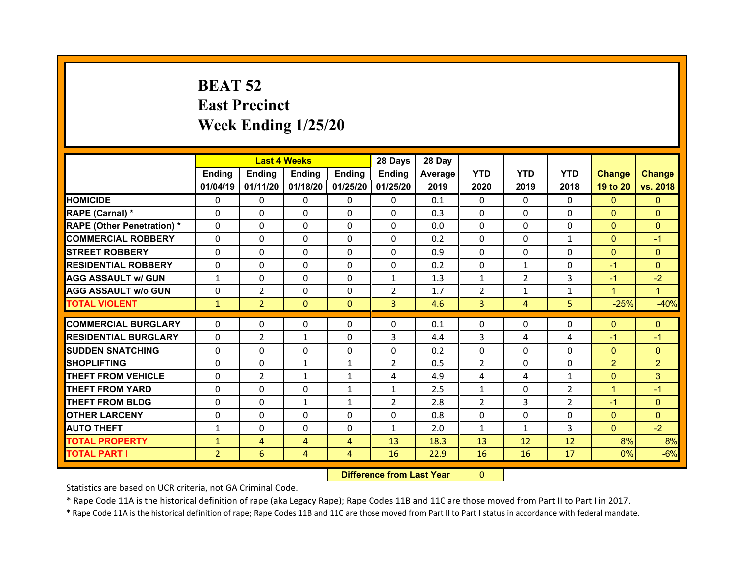# BEAT 52
## East Precinct
## Week Ending 1/25/20

| | Last 4 Weeks | | | | 28 Days | 28 Day | | | | | |
|---|---|---|---|---|---|---|---|---|---|---|---|
| | Ending 01/04/19 | Ending 01/11/20 | Ending 01/18/20 | Ending 01/25/20 | Ending 01/25/20 | Average 2019 | YTD 2020 | YTD 2019 | YTD 2018 | Change 19 to 20 | Change vs. 2018 |
| HOMICIDE | 0 | 0 | 0 | 0 | 0 | 0.1 | 0 | 0 | 0 | 0 | 0 |
| RAPE (Carnal) * | 0 | 0 | 0 | 0 | 0 | 0.3 | 0 | 0 | 0 | 0 | 0 |
| RAPE (Other Penetration) * | 0 | 0 | 0 | 0 | 0 | 0.0 | 0 | 0 | 0 | 0 | 0 |
| COMMERCIAL ROBBERY | 0 | 0 | 0 | 0 | 0 | 0.2 | 0 | 0 | 1 | 0 | -1 |
| STREET ROBBERY | 0 | 0 | 0 | 0 | 0 | 0.9 | 0 | 0 | 0 | 0 | 0 |
| RESIDENTIAL ROBBERY | 0 | 0 | 0 | 0 | 0 | 0.2 | 0 | 1 | 0 | -1 | 0 |
| AGG ASSAULT w/ GUN | 1 | 0 | 0 | 0 | 1 | 1.3 | 1 | 2 | 3 | -1 | -2 |
| AGG ASSAULT w/o GUN | 0 | 2 | 0 | 0 | 2 | 1.7 | 2 | 1 | 1 | 1 | 1 |
| TOTAL VIOLENT | 1 | 2 | 0 | 0 | 3 | 4.6 | 3 | 4 | 5 | -25% | -40% |
| COMMERCIAL BURGLARY | 0 | 0 | 0 | 0 | 0 | 0.1 | 0 | 0 | 0 | 0 | 0 |
| RESIDENTIAL BURGLARY | 0 | 2 | 1 | 0 | 3 | 4.4 | 3 | 4 | 4 | -1 | -1 |
| SUDDEN SNATCHING | 0 | 0 | 0 | 0 | 0 | 0.2 | 0 | 0 | 0 | 0 | 0 |
| SHOPLIFTING | 0 | 0 | 1 | 1 | 2 | 0.5 | 2 | 0 | 0 | 2 | 2 |
| THEFT FROM VEHICLE | 0 | 2 | 1 | 1 | 4 | 4.9 | 4 | 4 | 1 | 0 | 3 |
| THEFT FROM YARD | 0 | 0 | 0 | 1 | 1 | 2.5 | 1 | 0 | 2 | 1 | -1 |
| THEFT FROM BLDG | 0 | 0 | 1 | 1 | 2 | 2.8 | 2 | 3 | 2 | -1 | 0 |
| OTHER LARCENY | 0 | 0 | 0 | 0 | 0 | 0.8 | 0 | 0 | 0 | 0 | 0 |
| AUTO THEFT | 1 | 0 | 0 | 0 | 1 | 2.0 | 1 | 1 | 3 | 0 | -2 |
| TOTAL PROPERTY | 1 | 4 | 4 | 4 | 13 | 18.3 | 13 | 12 | 12 | 8% | 8% |
| TOTAL PART I | 2 | 6 | 4 | 4 | 16 | 22.9 | 16 | 16 | 17 | 0% | -6% |

**Difference from Last Year** 0

Statistics are based on UCR criteria, not GA Criminal Code.

* Rape Code 11A is the historical definition of rape (aka Legacy Rape); Rape Codes 11B and 11C are those moved from Part II to Part I in 2017.

* Rape Code 11A is the historical definition of rape; Rape Codes 11B and 11C are those moved from Part II to Part I status in accordance with federal mandate.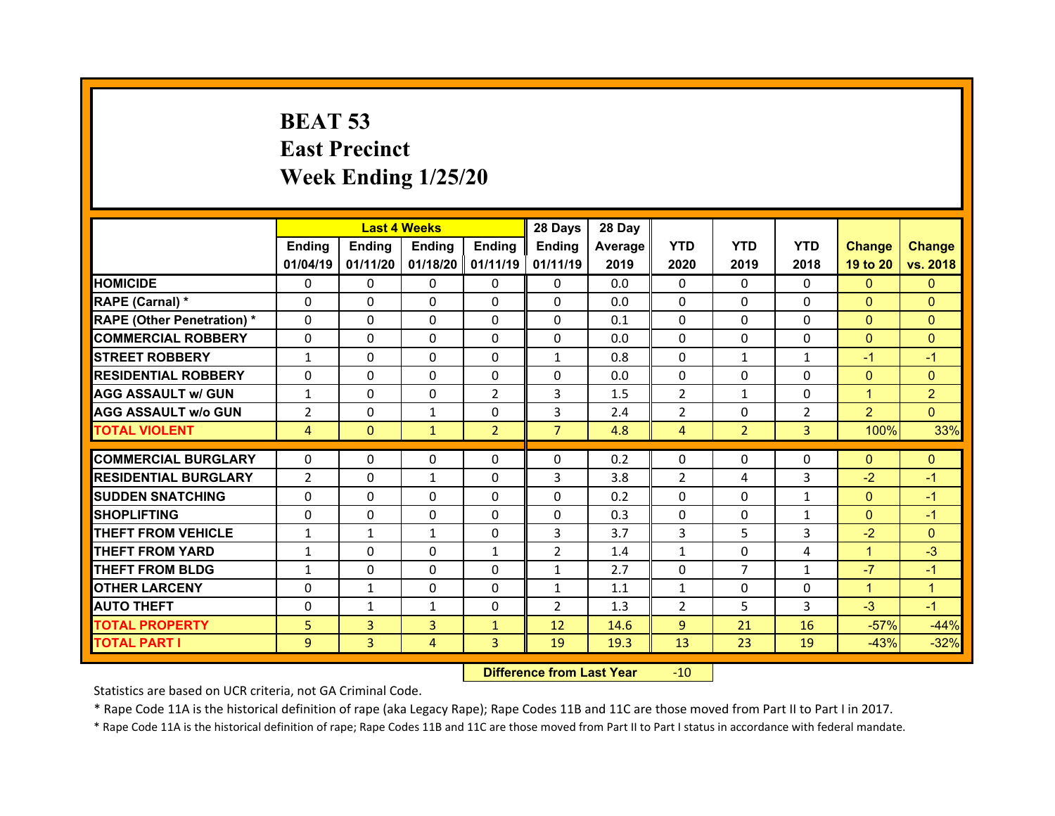# BEAT 53
# East Precinct
# Week Ending 1/25/20

| | Last 4 Weeks | | | | 28 Days | 28 Day | | | | | |
|---|---|---|---|---|---|---|---|---|---|---|---|
| | Ending 01/04/19 | Ending 01/11/20 | Ending 01/18/20 | Ending 01/11/19 | Ending 01/11/19 | Average 2019 | YTD 2020 | YTD 2019 | YTD 2018 | Change 19 to 20 | Change vs. 2018 |
| HOMICIDE | 0 | 0 | 0 | 0 | 0 | 0.0 | 0 | 0 | 0 | 0 | 0 |
| RAPE (Carnal) * | 0 | 0 | 0 | 0 | 0 | 0.0 | 0 | 0 | 0 | 0 | 0 |
| RAPE (Other Penetration) * | 0 | 0 | 0 | 0 | 0 | 0.1 | 0 | 0 | 0 | 0 | 0 |
| COMMERCIAL ROBBERY | 0 | 0 | 0 | 0 | 0 | 0.0 | 0 | 0 | 0 | 0 | 0 |
| STREET ROBBERY | 1 | 0 | 0 | 0 | 1 | 0.8 | 0 | 1 | 1 | -1 | -1 |
| RESIDENTIAL ROBBERY | 0 | 0 | 0 | 0 | 0 | 0.0 | 0 | 0 | 0 | 0 | 0 |
| AGG ASSAULT w/ GUN | 1 | 0 | 0 | 2 | 3 | 1.5 | 2 | 1 | 0 | 1 | 2 |
| AGG ASSAULT w/o GUN | 2 | 0 | 1 | 0 | 3 | 2.4 | 2 | 0 | 2 | 2 | 0 |
| TOTAL VIOLENT | 4 | 0 | 1 | 2 | 7 | 4.8 | 4 | 2 | 3 | 100% | 33% |
| COMMERCIAL BURGLARY | 0 | 0 | 0 | 0 | 0 | 0.2 | 0 | 0 | 0 | 0 | 0 |
| RESIDENTIAL BURGLARY | 2 | 0 | 1 | 0 | 3 | 3.8 | 2 | 4 | 3 | -2 | -1 |
| SUDDEN SNATCHING | 0 | 0 | 0 | 0 | 0 | 0.2 | 0 | 0 | 1 | 0 | -1 |
| SHOPLIFTING | 0 | 0 | 0 | 0 | 0 | 0.3 | 0 | 0 | 1 | 0 | -1 |
| THEFT FROM VEHICLE | 1 | 1 | 1 | 0 | 3 | 3.7 | 3 | 5 | 3 | -2 | 0 |
| THEFT FROM YARD | 1 | 0 | 0 | 1 | 2 | 1.4 | 1 | 0 | 4 | 1 | -3 |
| THEFT FROM BLDG | 1 | 0 | 0 | 0 | 1 | 2.7 | 0 | 7 | 1 | -7 | -1 |
| OTHER LARCENY | 0 | 1 | 0 | 0 | 1 | 1.1 | 1 | 0 | 0 | 1 | 1 |
| AUTO THEFT | 0 | 1 | 1 | 0 | 2 | 1.3 | 2 | 5 | 3 | -3 | -1 |
| TOTAL PROPERTY | 5 | 3 | 3 | 1 | 12 | 14.6 | 9 | 21 | 16 | -57% | -44% |
| TOTAL PART I | 9 | 3 | 4 | 3 | 19 | 19.3 | 13 | 23 | 19 | -43% | -32% |

| Difference from Last Year | -10 |
|---|---|

Statistics are based on UCR criteria, not GA Criminal Code.

* Rape Code 11A is the historical definition of rape (aka Legacy Rape); Rape Codes 11B and 11C are those moved from Part II to Part I in 2017.

* Rape Code 11A is the historical definition of rape; Rape Codes 11B and 11C are those moved from Part II to Part I status in accordance with federal mandate.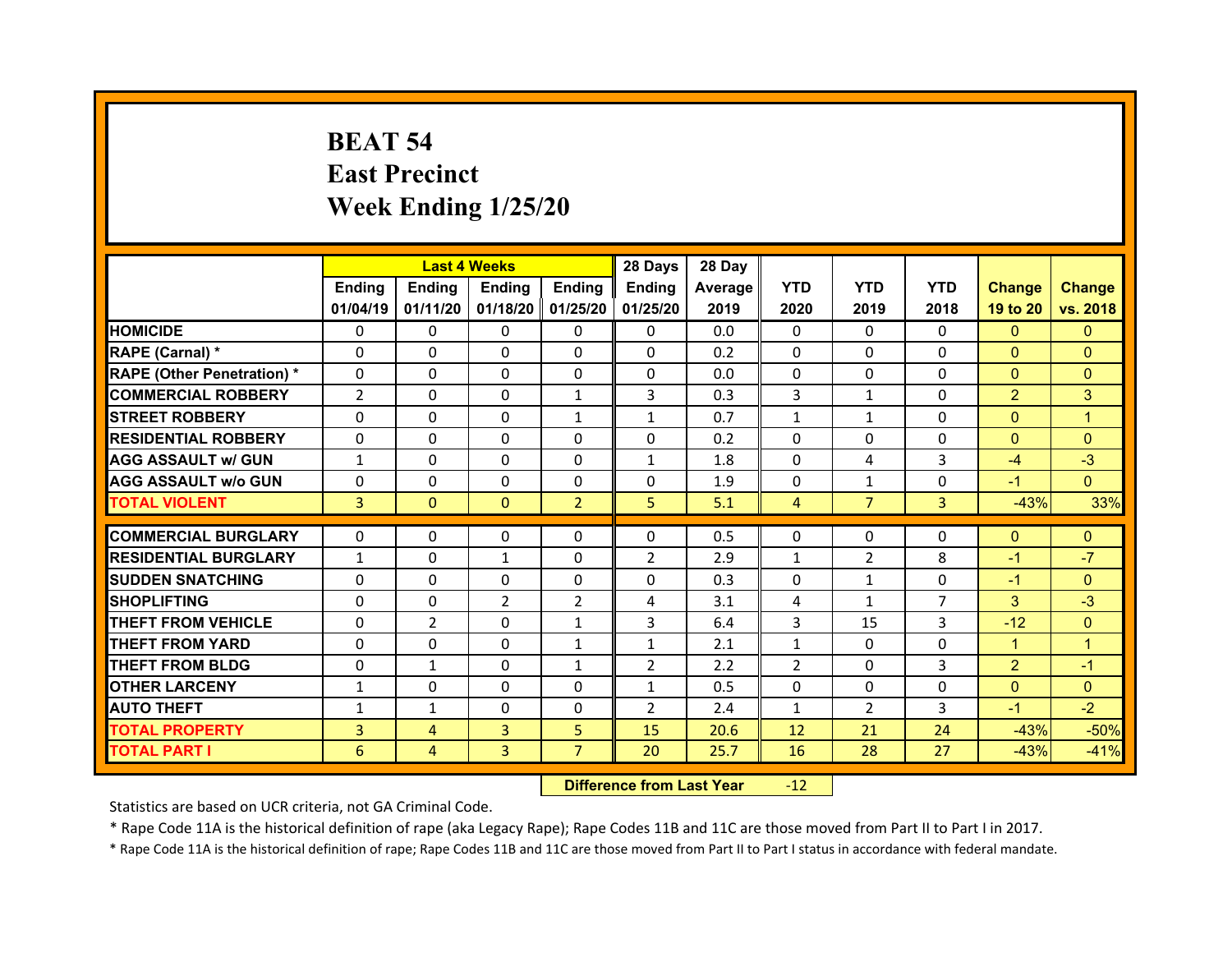# BEAT 54
## East Precinct
## Week Ending 1/25/20

| | Last 4 Weeks | | | | 28 Days | 28 Day | | | | | |
|---|---|---|---|---|---|---|---|---|---|---|---|
| | Ending 01/04/19 | Ending 01/11/20 | Ending 01/18/20 | Ending 01/25/20 | Ending 01/25/20 | Average 2019 | YTD 2020 | YTD 2019 | YTD 2018 | Change 19 to 20 | Change vs. 2018 |
| **HOMICIDE** | 0 | 0 | 0 | 0 | 0 | 0.0 | 0 | 0 | 0 | 0 | 0 |
| **RAPE (Carnal) *** | 0 | 0 | 0 | 0 | 0 | 0.2 | 0 | 0 | 0 | 0 | 0 |
| **RAPE (Other Penetration) *** | 0 | 0 | 0 | 0 | 0 | 0.0 | 0 | 0 | 0 | 0 | 0 |
| **COMMERCIAL ROBBERY** | 2 | 0 | 0 | 1 | 3 | 0.3 | 3 | 1 | 0 | 2 | 3 |
| **STREET ROBBERY** | 0 | 0 | 0 | 1 | 1 | 0.7 | 1 | 1 | 0 | 0 | 1 |
| **RESIDENTIAL ROBBERY** | 0 | 0 | 0 | 0 | 0 | 0.2 | 0 | 0 | 0 | 0 | 0 |
| **AGG ASSAULT w/ GUN** | 1 | 0 | 0 | 0 | 1 | 1.8 | 0 | 4 | 3 | -4 | -3 |
| **AGG ASSAULT w/o GUN** | 0 | 0 | 0 | 0 | 0 | 1.9 | 0 | 1 | 0 | -1 | 0 |
| **TOTAL VIOLENT** | 3 | 0 | 0 | 2 | 5 | 5.1 | 4 | 7 | 3 | -43% | 33% |
| **COMMERCIAL BURGLARY** | 0 | 0 | 0 | 0 | 0 | 0.5 | 0 | 0 | 0 | 0 | 0 |
| **RESIDENTIAL BURGLARY** | 1 | 0 | 1 | 0 | 2 | 2.9 | 1 | 2 | 8 | -1 | -7 |
| **SUDDEN SNATCHING** | 0 | 0 | 0 | 0 | 0 | 0.3 | 0 | 1 | 0 | -1 | 0 |
| **SHOPLIFTING** | 0 | 0 | 2 | 2 | 4 | 3.1 | 4 | 1 | 7 | 3 | -3 |
| **THEFT FROM VEHICLE** | 0 | 2 | 0 | 1 | 3 | 6.4 | 3 | 15 | 3 | -12 | 0 |
| **THEFT FROM YARD** | 0 | 0 | 0 | 1 | 1 | 2.1 | 1 | 0 | 0 | 1 | 1 |
| **THEFT FROM BLDG** | 0 | 1 | 0 | 1 | 2 | 2.2 | 2 | 0 | 3 | 2 | -1 |
| **OTHER LARCENY** | 1 | 0 | 0 | 0 | 1 | 0.5 | 0 | 0 | 0 | 0 | 0 |
| **AUTO THEFT** | 1 | 1 | 0 | 0 | 2 | 2.4 | 1 | 2 | 3 | -1 | -2 |
| **TOTAL PROPERTY** | 3 | 4 | 3 | 5 | 15 | 20.6 | 12 | 21 | 24 | -43% | -50% |
| **TOTAL PART I** | 6 | 4 | 3 | 7 | 20 | 25.7 | 16 | 28 | 27 | -43% | -41% |

**Difference from Last Year** -12

Statistics are based on UCR criteria, not GA Criminal Code.

* Rape Code 11A is the historical definition of rape (aka Legacy Rape); Rape Codes 11B and 11C are those moved from Part II to Part I in 2017.

* Rape Code 11A is the historical definition of rape; Rape Codes 11B and 11C are those moved from Part II to Part I status in accordance with federal mandate.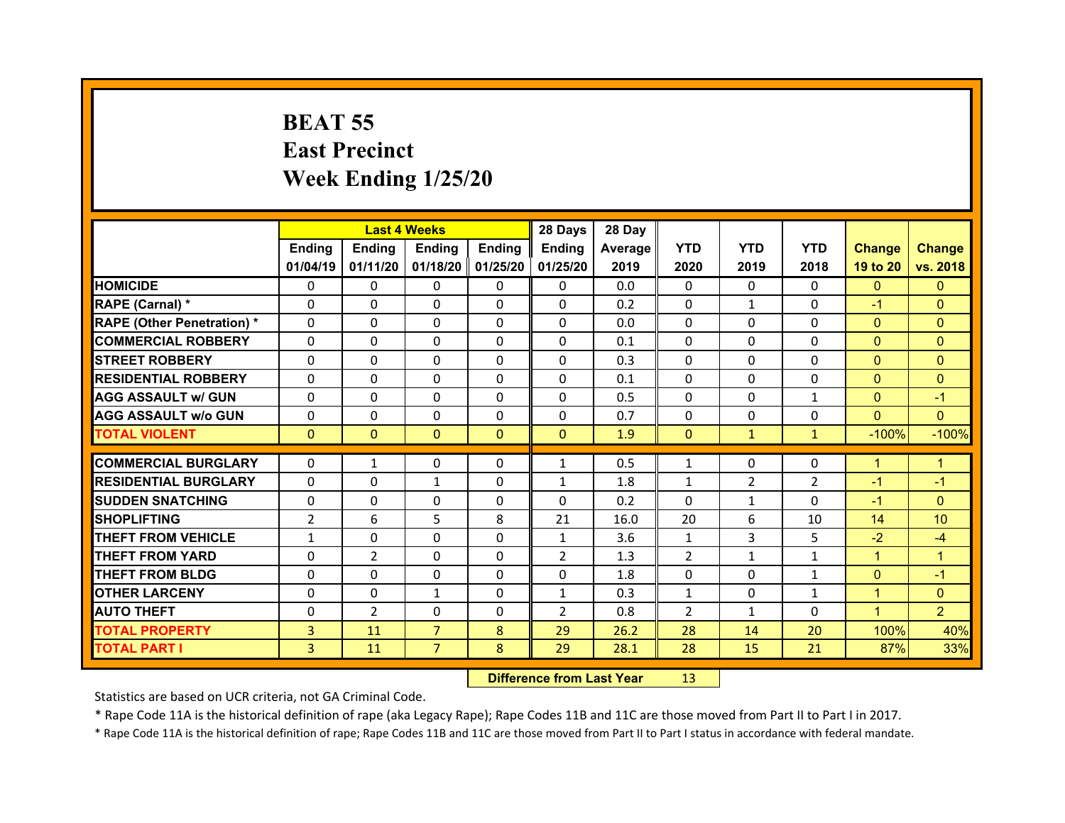# BEAT 55
## East Precinct
## Week Ending 1/25/20

| | Last 4 Weeks | | | | 28 Days | 28 Day | | | | | |
|---|---|---|---|---|---|---|---|---|---|---|---|
| | Ending 01/04/19 | Ending 01/11/20 | Ending 01/18/20 | Ending 01/25/20 | Ending 01/25/20 | Average 2019 | YTD 2020 | YTD 2019 | YTD 2018 | Change 19 to 20 | Change vs. 2018 |
| HOMICIDE | 0 | 0 | 0 | 0 | 0 | 0.0 | 0 | 0 | 0 | 0 | 0 |
| RAPE (Carnal) * | 0 | 0 | 0 | 0 | 0 | 0.2 | 0 | 1 | 0 | -1 | 0 |
| RAPE (Other Penetration) * | 0 | 0 | 0 | 0 | 0 | 0.0 | 0 | 0 | 0 | 0 | 0 |
| COMMERCIAL ROBBERY | 0 | 0 | 0 | 0 | 0 | 0.1 | 0 | 0 | 0 | 0 | 0 |
| STREET ROBBERY | 0 | 0 | 0 | 0 | 0 | 0.3 | 0 | 0 | 0 | 0 | 0 |
| RESIDENTIAL ROBBERY | 0 | 0 | 0 | 0 | 0 | 0.1 | 0 | 0 | 0 | 0 | 0 |
| AGG ASSAULT w/ GUN | 0 | 0 | 0 | 0 | 0 | 0.5 | 0 | 0 | 1 | 0 | -1 |
| AGG ASSAULT w/o GUN | 0 | 0 | 0 | 0 | 0 | 0.7 | 0 | 0 | 0 | 0 | 0 |
| TOTAL VIOLENT | 0 | 0 | 0 | 0 | 0 | 1.9 | 0 | 1 | 1 | -100% | -100% |
| COMMERCIAL BURGLARY | 0 | 1 | 0 | 0 | 1 | 0.5 | 1 | 0 | 0 | 1 | 1 |
| RESIDENTIAL BURGLARY | 0 | 0 | 1 | 0 | 1 | 1.8 | 1 | 2 | 2 | -1 | -1 |
| SUDDEN SNATCHING | 0 | 0 | 0 | 0 | 0 | 0.2 | 0 | 1 | 0 | -1 | 0 |
| SHOPLIFTING | 2 | 6 | 5 | 8 | 21 | 16.0 | 20 | 6 | 10 | 14 | 10 |
| THEFT FROM VEHICLE | 1 | 0 | 0 | 0 | 1 | 3.6 | 1 | 3 | 5 | -2 | -4 |
| THEFT FROM YARD | 0 | 2 | 0 | 0 | 2 | 1.3 | 2 | 1 | 1 | 1 | 1 |
| THEFT FROM BLDG | 0 | 0 | 0 | 0 | 0 | 1.8 | 0 | 0 | 1 | 0 | -1 |
| OTHER LARCENY | 0 | 0 | 1 | 0 | 1 | 0.3 | 1 | 0 | 1 | 1 | 0 |
| AUTO THEFT | 0 | 2 | 0 | 0 | 2 | 0.8 | 2 | 1 | 0 | 1 | 2 |
| TOTAL PROPERTY | 3 | 11 | 7 | 8 | 29 | 26.2 | 28 | 14 | 20 | 100% | 40% |
| TOTAL PART I | 3 | 11 | 7 | 8 | 29 | 28.1 | 28 | 15 | 21 | 87% | 33% |

**Difference from Last Year** 13

Statistics are based on UCR criteria, not GA Criminal Code.

* Rape Code 11A is the historical definition of rape (aka Legacy Rape); Rape Codes 11B and 11C are those moved from Part II to Part I in 2017.

* Rape Code 11A is the historical definition of rape; Rape Codes 11B and 11C are those moved from Part II to Part I status in accordance with federal mandate.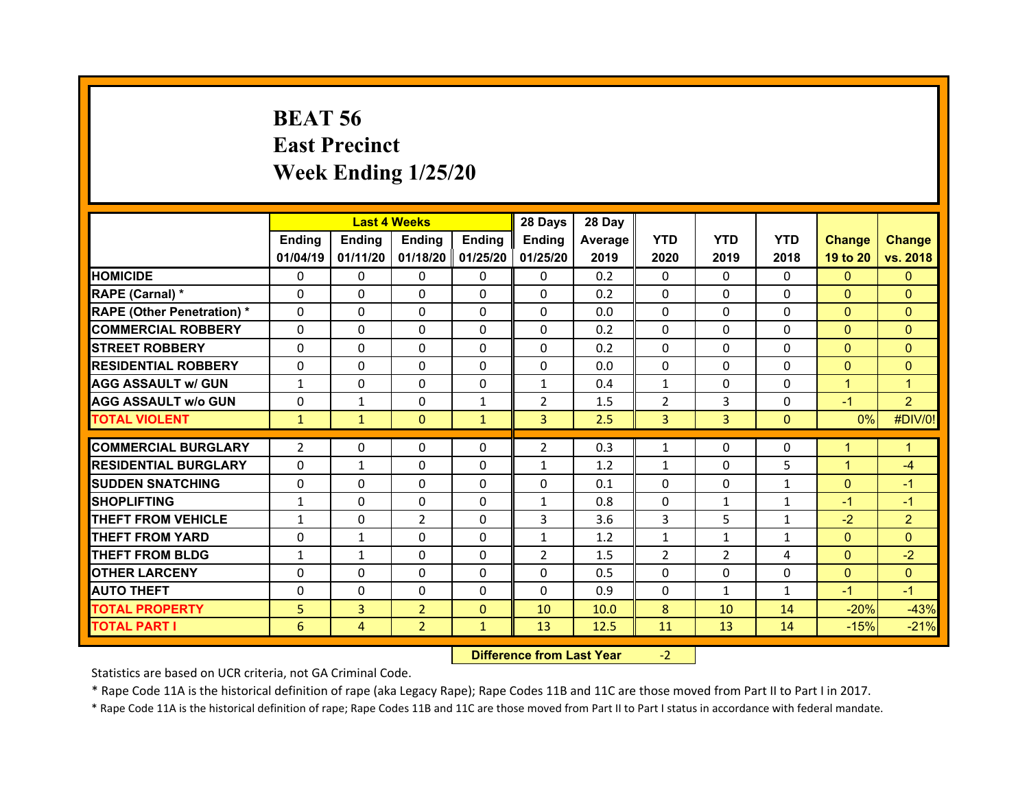# BEAT 56
# East Precinct
# Week Ending 1/25/20

| | Last 4 Weeks | | | | 28 Days | 28 Day | | | | | |
|---|---|---|---|---|---|---|---|---|---|---|---|
| | Ending 01/04/19 | Ending 01/11/20 | Ending 01/18/20 | Ending 01/25/20 | Ending 01/25/20 | Average 2019 | YTD 2020 | YTD 2019 | YTD 2018 | Change 19 to 20 | Change vs. 2018 |
| HOMICIDE | 0 | 0 | 0 | 0 | 0 | 0.2 | 0 | 0 | 0 | 0 | 0 |
| RAPE (Carnal) * | 0 | 0 | 0 | 0 | 0 | 0.2 | 0 | 0 | 0 | 0 | 0 |
| RAPE (Other Penetration) * | 0 | 0 | 0 | 0 | 0 | 0.0 | 0 | 0 | 0 | 0 | 0 |
| COMMERCIAL ROBBERY | 0 | 0 | 0 | 0 | 0 | 0.2 | 0 | 0 | 0 | 0 | 0 |
| STREET ROBBERY | 0 | 0 | 0 | 0 | 0 | 0.2 | 0 | 0 | 0 | 0 | 0 |
| RESIDENTIAL ROBBERY | 0 | 0 | 0 | 0 | 0 | 0.0 | 0 | 0 | 0 | 0 | 0 |
| AGG ASSAULT w/ GUN | 1 | 0 | 0 | 0 | 1 | 0.4 | 1 | 0 | 0 | 1 | 1 |
| AGG ASSAULT w/o GUN | 0 | 1 | 0 | 1 | 2 | 1.5 | 2 | 3 | 0 | -1 | 2 |
| TOTAL VIOLENT | 1 | 1 | 0 | 1 | 3 | 2.5 | 3 | 3 | 0 | 0% | #DIV/0! |
| COMMERCIAL BURGLARY | 2 | 0 | 0 | 0 | 2 | 0.3 | 1 | 0 | 0 | 1 | 1 |
| RESIDENTIAL BURGLARY | 0 | 1 | 0 | 0 | 1 | 1.2 | 1 | 0 | 5 | 1 | -4 |
| SUDDEN SNATCHING | 0 | 0 | 0 | 0 | 0 | 0.1 | 0 | 0 | 1 | 0 | -1 |
| SHOPLIFTING | 1 | 0 | 0 | 0 | 1 | 0.8 | 0 | 1 | 1 | -1 | -1 |
| THEFT FROM VEHICLE | 1 | 0 | 2 | 0 | 3 | 3.6 | 3 | 5 | 1 | -2 | 2 |
| THEFT FROM YARD | 0 | 1 | 0 | 0 | 1 | 1.2 | 1 | 1 | 1 | 0 | 0 |
| THEFT FROM BLDG | 1 | 1 | 0 | 0 | 2 | 1.5 | 2 | 2 | 4 | 0 | -2 |
| OTHER LARCENY | 0 | 0 | 0 | 0 | 0 | 0.5 | 0 | 0 | 0 | 0 | 0 |
| AUTO THEFT | 0 | 0 | 0 | 0 | 0 | 0.9 | 0 | 1 | 1 | -1 | -1 |
| TOTAL PROPERTY | 5 | 3 | 2 | 0 | 10 | 10.0 | 8 | 10 | 14 | -20% | -43% |
| TOTAL PART I | 6 | 4 | 2 | 1 | 13 | 12.5 | 11 | 13 | 14 | -15% | -21% |

**Difference from Last Year** -2

Statistics are based on UCR criteria, not GA Criminal Code.

* Rape Code 11A is the historical definition of rape (aka Legacy Rape); Rape Codes 11B and 11C are those moved from Part II to Part I in 2017.

* Rape Code 11A is the historical definition of rape; Rape Codes 11B and 11C are those moved from Part II to Part I status in accordance with federal mandate.